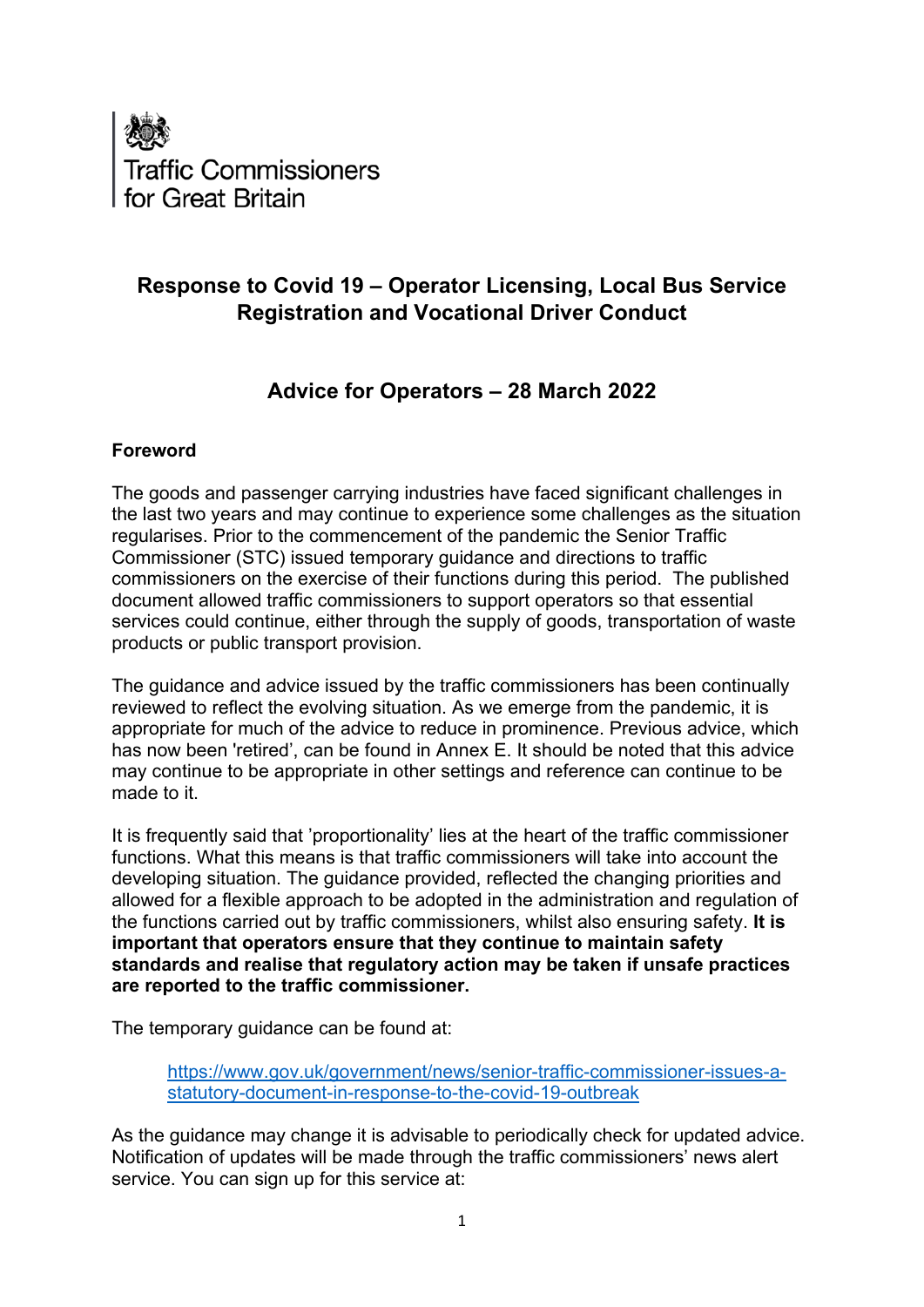Traffic Commissioners for Great Britain

# Response to Covid 19 – Operator Licensing, Local Bus Service Registration and Vocational Driver Conduct

## Advice for Operators – 28 March 2022

### Foreword

The goods and passenger carrying industries have faced significant challenges in the last two years and may continue to experience some challenges as the situation regularises. Prior to the commencement of the pandemic the Senior Traffic Commissioner (STC) issued temporary guidance and directions to traffic commissioners on the exercise of their functions during this period. The published document allowed traffic commissioners to support operators so that essential services could continue, either through the supply of goods, transportation of waste products or public transport provision.

The guidance and advice issued by the traffic commissioners has been continually reviewed to reflect the evolving situation. As we emerge from the pandemic, it is appropriate for much of the advice to reduce in prominence. Previous advice, which has now been 'retired', can be found in Annex E. It should be noted that this advice may continue to be appropriate in other settings and reference can continue to be made to it.

It is frequently said that 'proportionality' lies at the heart of the traffic commissioner functions. What this means is that traffic commissioners will take into account the developing situation. The guidance provided, reflected the changing priorities and allowed for a flexible approach to be adopted in the administration and regulation of the functions carried out by traffic commissioners, whilst also ensuring safety. **It is important that operators ensure that they continue to maintain safety standards and realise that regulatory action may be taken if unsafe practices are reported to the traffic commissioner.**

The temporary guidance can be found at:

> [https://www.gov.uk/government/news/senior-traffic-commissioner-issues-a-statutory-document-in-response-to-the-covid-19-outbreak](https://www.gov.uk/government/news/senior-traffic-commissioner-issues-a-statutory-document-in-response-to-the-covid-19-outbreak)

As the guidance may change it is advisable to periodically check for updated advice. Notification of updates will be made through the traffic commissioners' news alert service. You can sign up for this service at: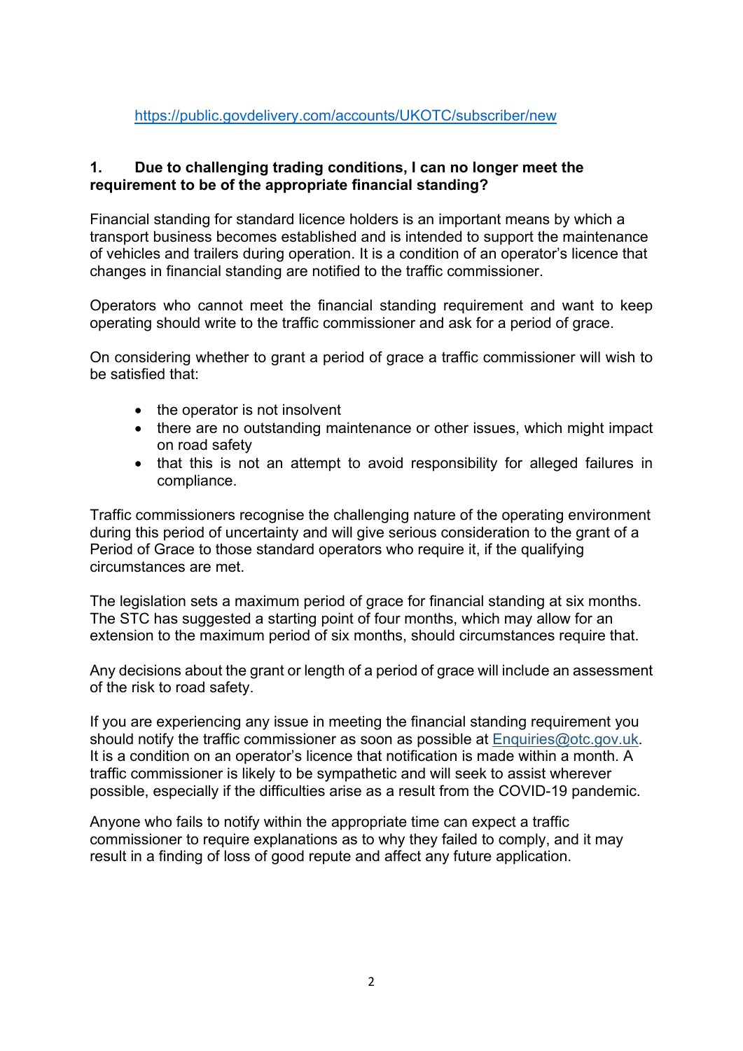https://public.govdelivery.com/accounts/UKOTC/subscriber/new

**1. Due to challenging trading conditions, I can no longer meet the requirement to be of the appropriate financial standing?**

Financial standing for standard licence holders is an important means by which a transport business becomes established and is intended to support the maintenance of vehicles and trailers during operation. It is a condition of an operator's licence that changes in financial standing are notified to the traffic commissioner.

Operators who cannot meet the financial standing requirement and want to keep operating should write to the traffic commissioner and ask for a period of grace.

On considering whether to grant a period of grace a traffic commissioner will wish to be satisfied that:

- the operator is not insolvent
- there are no outstanding maintenance or other issues, which might impact on road safety
- that this is not an attempt to avoid responsibility for alleged failures in compliance.

Traffic commissioners recognise the challenging nature of the operating environment during this period of uncertainty and will give serious consideration to the grant of a Period of Grace to those standard operators who require it, if the qualifying circumstances are met.

The legislation sets a maximum period of grace for financial standing at six months. The STC has suggested a starting point of four months, which may allow for an extension to the maximum period of six months, should circumstances require that.

Any decisions about the grant or length of a period of grace will include an assessment of the risk to road safety.

If you are experiencing any issue in meeting the financial standing requirement you should notify the traffic commissioner as soon as possible at Enquiries@otc.gov.uk. It is a condition on an operator's licence that notification is made within a month. A traffic commissioner is likely to be sympathetic and will seek to assist wherever possible, especially if the difficulties arise as a result from the COVID-19 pandemic.

Anyone who fails to notify within the appropriate time can expect a traffic commissioner to require explanations as to why they failed to comply, and it may result in a finding of loss of good repute and affect any future application.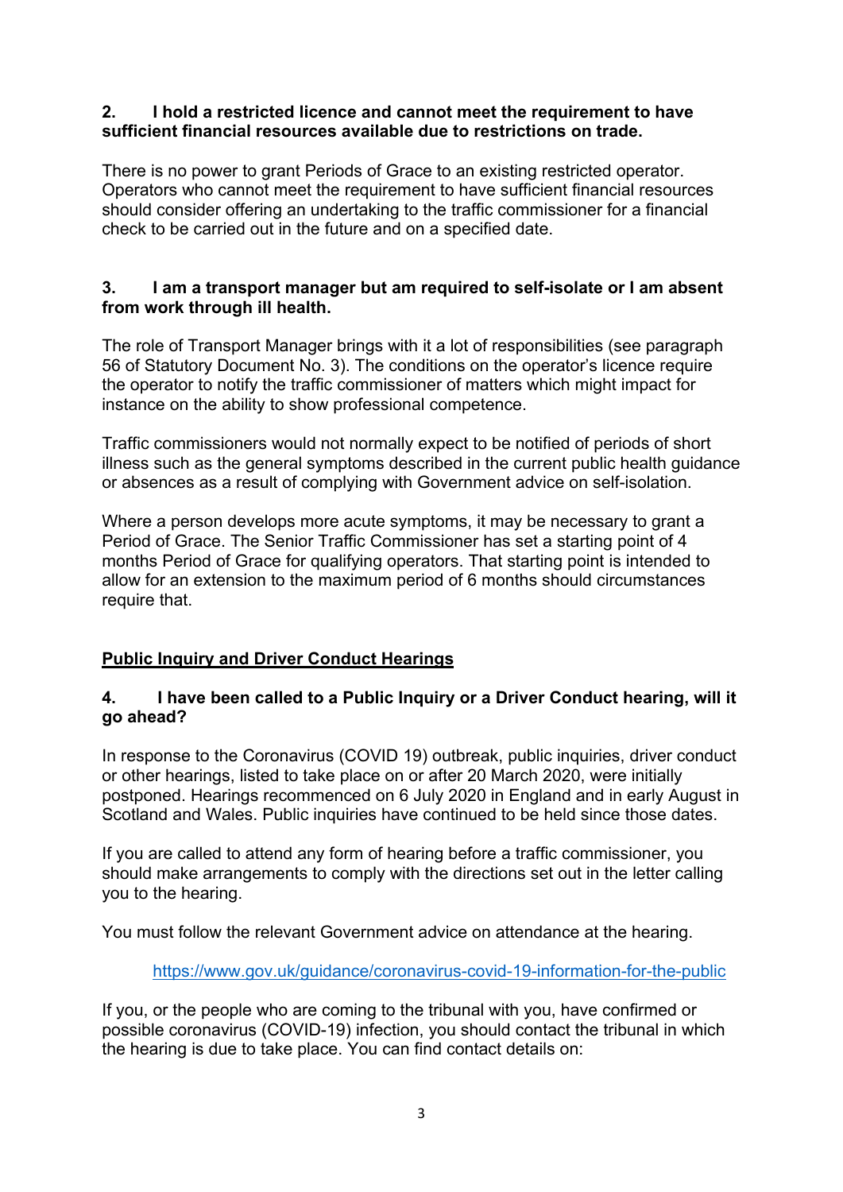**2. I hold a restricted licence and cannot meet the requirement to have sufficient financial resources available due to restrictions on trade.**

There is no power to grant Periods of Grace to an existing restricted operator. Operators who cannot meet the requirement to have sufficient financial resources should consider offering an undertaking to the traffic commissioner for a financial check to be carried out in the future and on a specified date.

**3. I am a transport manager but am required to self-isolate or I am absent from work through ill health.**

The role of Transport Manager brings with it a lot of responsibilities (see paragraph 56 of Statutory Document No. 3). The conditions on the operator's licence require the operator to notify the traffic commissioner of matters which might impact for instance on the ability to show professional competence.

Traffic commissioners would not normally expect to be notified of periods of short illness such as the general symptoms described in the current public health guidance or absences as a result of complying with Government advice on self-isolation.

Where a person develops more acute symptoms, it may be necessary to grant a Period of Grace. The Senior Traffic Commissioner has set a starting point of 4 months Period of Grace for qualifying operators. That starting point is intended to allow for an extension to the maximum period of 6 months should circumstances require that.

## Public Inquiry and Driver Conduct Hearings

**4. I have been called to a Public Inquiry or a Driver Conduct hearing, will it go ahead?**

In response to the Coronavirus (COVID 19) outbreak, public inquiries, driver conduct or other hearings, listed to take place on or after 20 March 2020, were initially postponed. Hearings recommenced on 6 July 2020 in England and in early August in Scotland and Wales. Public inquiries have continued to be held since those dates.

If you are called to attend any form of hearing before a traffic commissioner, you should make arrangements to comply with the directions set out in the letter calling you to the hearing.

You must follow the relevant Government advice on attendance at the hearing.

https://www.gov.uk/guidance/coronavirus-covid-19-information-for-the-public

If you, or the people who are coming to the tribunal with you, have confirmed or possible coronavirus (COVID-19) infection, you should contact the tribunal in which the hearing is due to take place. You can find contact details on: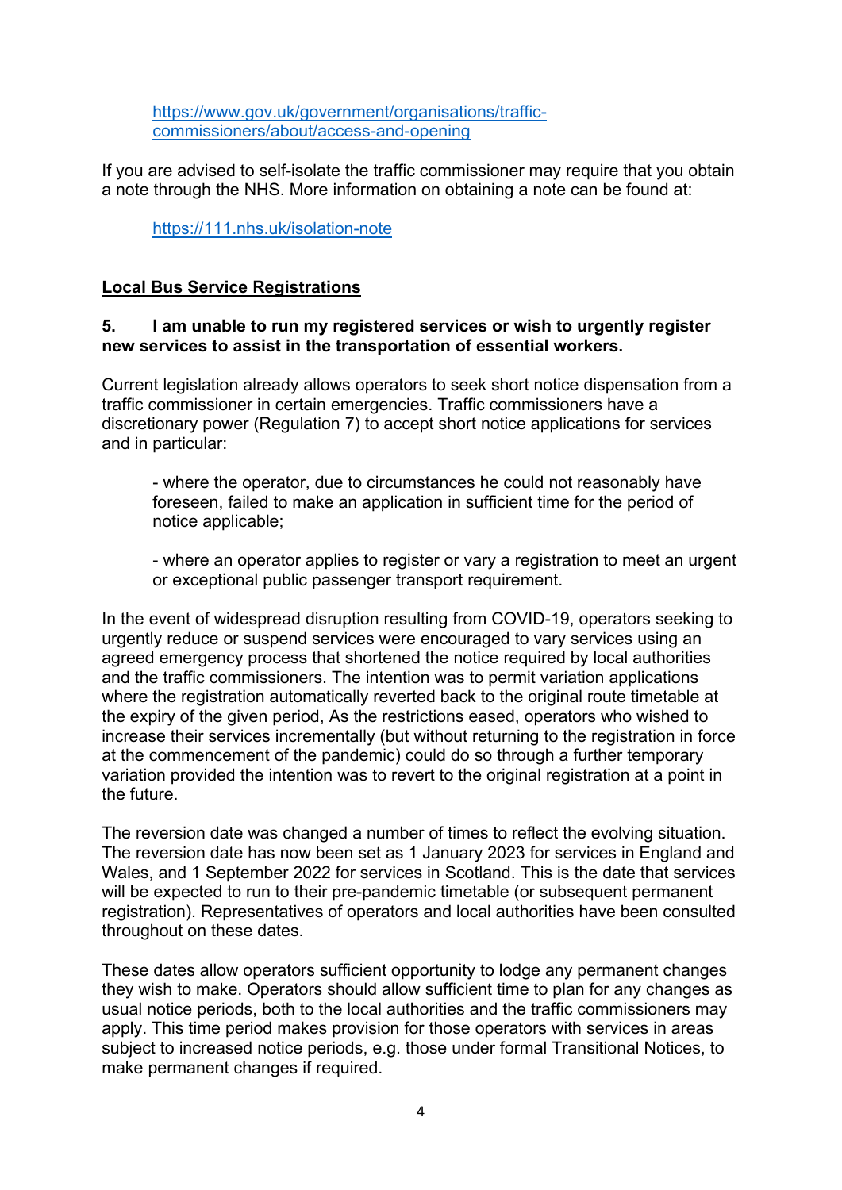https://www.gov.uk/government/organisations/traffic-commissioners/about/access-and-opening

If you are advised to self-isolate the traffic commissioner may require that you obtain a note through the NHS. More information on obtaining a note can be found at:

https://111.nhs.uk/isolation-note

**Local Bus Service Registrations**

**5. I am unable to run my registered services or wish to urgently register new services to assist in the transportation of essential workers.**

Current legislation already allows operators to seek short notice dispensation from a traffic commissioner in certain emergencies. Traffic commissioners have a discretionary power (Regulation 7) to accept short notice applications for services and in particular:

- where the operator, due to circumstances he could not reasonably have foreseen, failed to make an application in sufficient time for the period of notice applicable;

- where an operator applies to register or vary a registration to meet an urgent or exceptional public passenger transport requirement.

In the event of widespread disruption resulting from COVID-19, operators seeking to urgently reduce or suspend services were encouraged to vary services using an agreed emergency process that shortened the notice required by local authorities and the traffic commissioners. The intention was to permit variation applications where the registration automatically reverted back to the original route timetable at the expiry of the given period, As the restrictions eased, operators who wished to increase their services incrementally (but without returning to the registration in force at the commencement of the pandemic) could do so through a further temporary variation provided the intention was to revert to the original registration at a point in the future.

The reversion date was changed a number of times to reflect the evolving situation. The reversion date has now been set as 1 January 2023 for services in England and Wales, and 1 September 2022 for services in Scotland. This is the date that services will be expected to run to their pre-pandemic timetable (or subsequent permanent registration). Representatives of operators and local authorities have been consulted throughout on these dates.

These dates allow operators sufficient opportunity to lodge any permanent changes they wish to make. Operators should allow sufficient time to plan for any changes as usual notice periods, both to the local authorities and the traffic commissioners may apply. This time period makes provision for those operators with services in areas subject to increased notice periods, e.g. those under formal Transitional Notices, to make permanent changes if required.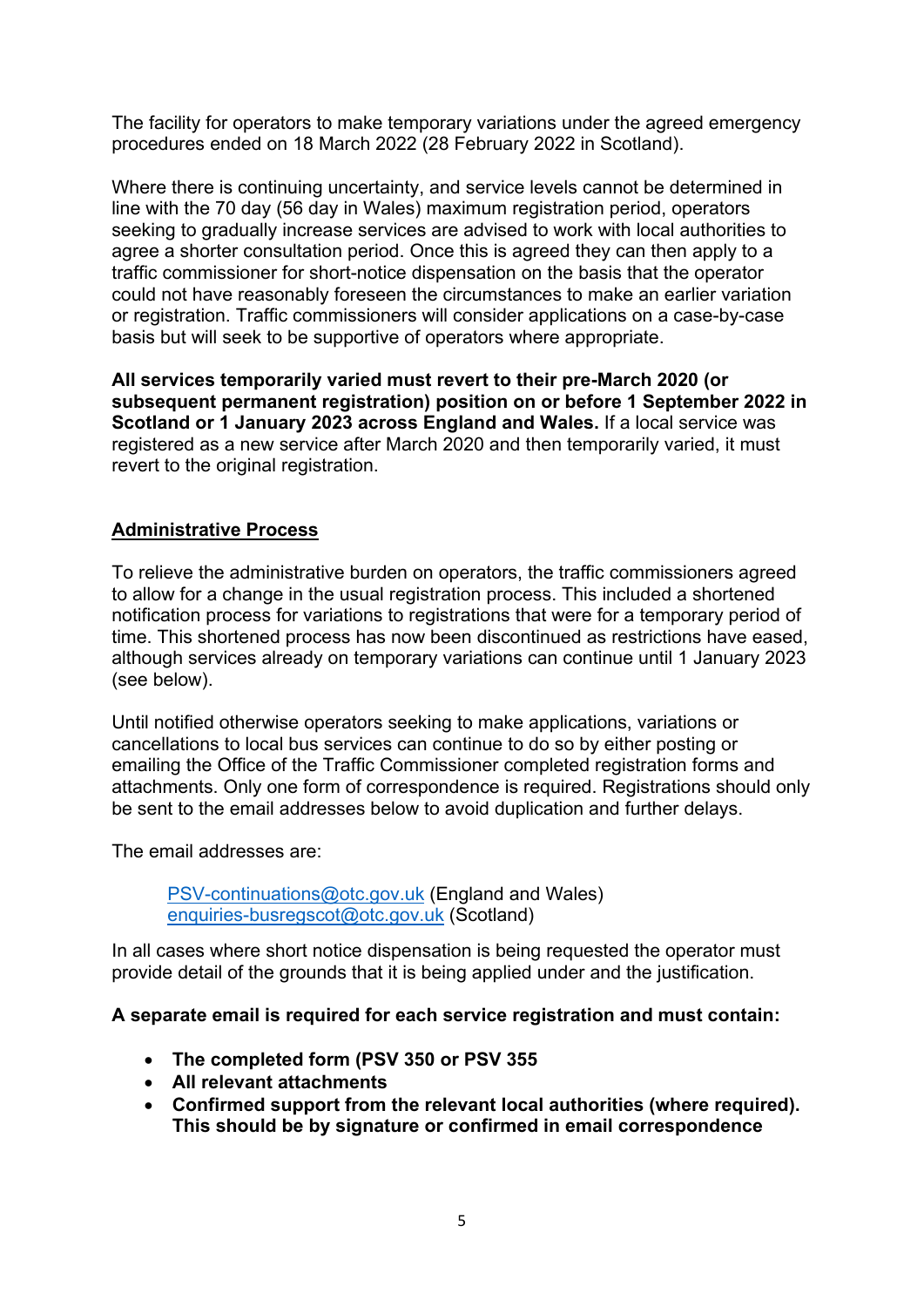The facility for operators to make temporary variations under the agreed emergency procedures ended on 18 March 2022 (28 February 2022 in Scotland).

Where there is continuing uncertainty, and service levels cannot be determined in line with the 70 day (56 day in Wales) maximum registration period, operators seeking to gradually increase services are advised to work with local authorities to agree a shorter consultation period. Once this is agreed they can then apply to a traffic commissioner for short-notice dispensation on the basis that the operator could not have reasonably foreseen the circumstances to make an earlier variation or registration. Traffic commissioners will consider applications on a case-by-case basis but will seek to be supportive of operators where appropriate.

**All services temporarily varied must revert to their pre-March 2020 (or subsequent permanent registration) position on or before 1 September 2022 in Scotland or 1 January 2023 across England and Wales.** If a local service was registered as a new service after March 2020 and then temporarily varied, it must revert to the original registration.

## Administrative Process

To relieve the administrative burden on operators, the traffic commissioners agreed to allow for a change in the usual registration process. This included a shortened notification process for variations to registrations that were for a temporary period of time. This shortened process has now been discontinued as restrictions have eased, although services already on temporary variations can continue until 1 January 2023 (see below).

Until notified otherwise operators seeking to make applications, variations or cancellations to local bus services can continue to do so by either posting or emailing the Office of the Traffic Commissioner completed registration forms and attachments. Only one form of correspondence is required. Registrations should only be sent to the email addresses below to avoid duplication and further delays.

The email addresses are:

> PSV-continuations@otc.gov.uk (England and Wales)
> enquiries-busregscot@otc.gov.uk (Scotland)

In all cases where short notice dispensation is being requested the operator must provide detail of the grounds that it is being applied under and the justification.

**A separate email is required for each service registration and must contain:**

- **The completed form (PSV 350 or PSV 355**
- **All relevant attachments**
- **Confirmed support from the relevant local authorities (where required). This should be by signature or confirmed in email correspondence**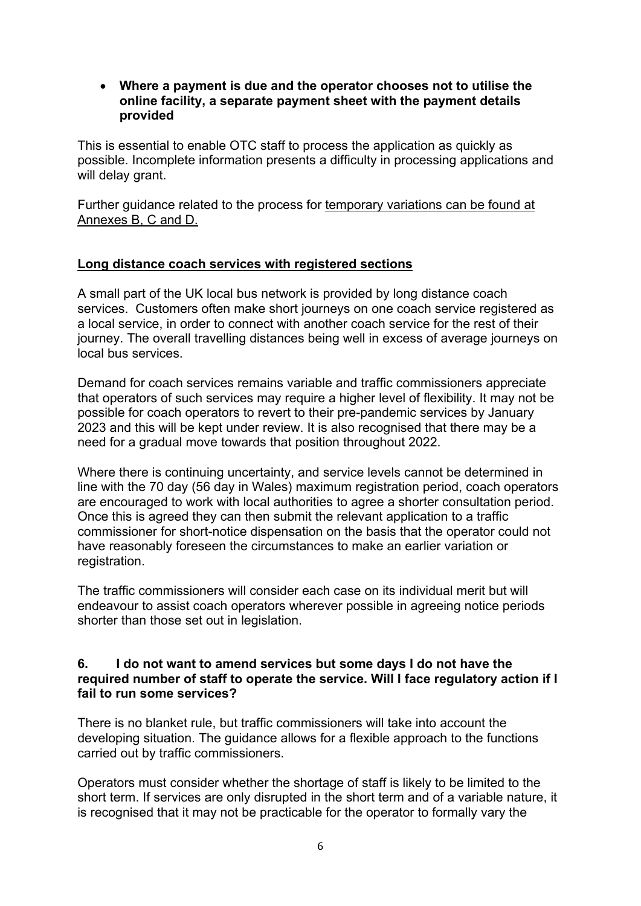- **Where a payment is due and the operator chooses not to utilise the online facility, a separate payment sheet with the payment details provided**

This is essential to enable OTC staff to process the application as quickly as possible. Incomplete information presents a difficulty in processing applications and will delay grant.

Further guidance related to the process for temporary variations can be found at Annexes B, C and D.

## Long distance coach services with registered sections

A small part of the UK local bus network is provided by long distance coach services. Customers often make short journeys on one coach service registered as a local service, in order to connect with another coach service for the rest of their journey. The overall travelling distances being well in excess of average journeys on local bus services.

Demand for coach services remains variable and traffic commissioners appreciate that operators of such services may require a higher level of flexibility. It may not be possible for coach operators to revert to their pre-pandemic services by January 2023 and this will be kept under review. It is also recognised that there may be a need for a gradual move towards that position throughout 2022.

Where there is continuing uncertainty, and service levels cannot be determined in line with the 70 day (56 day in Wales) maximum registration period, coach operators are encouraged to work with local authorities to agree a shorter consultation period. Once this is agreed they can then submit the relevant application to a traffic commissioner for short-notice dispensation on the basis that the operator could not have reasonably foreseen the circumstances to make an earlier variation or registration.

The traffic commissioners will consider each case on its individual merit but will endeavour to assist coach operators wherever possible in agreeing notice periods shorter than those set out in legislation.

## 6. I do not want to amend services but some days I do not have the required number of staff to operate the service. Will I face regulatory action if I fail to run some services?

There is no blanket rule, but traffic commissioners will take into account the developing situation. The guidance allows for a flexible approach to the functions carried out by traffic commissioners.

Operators must consider whether the shortage of staff is likely to be limited to the short term. If services are only disrupted in the short term and of a variable nature, it is recognised that it may not be practicable for the operator to formally vary the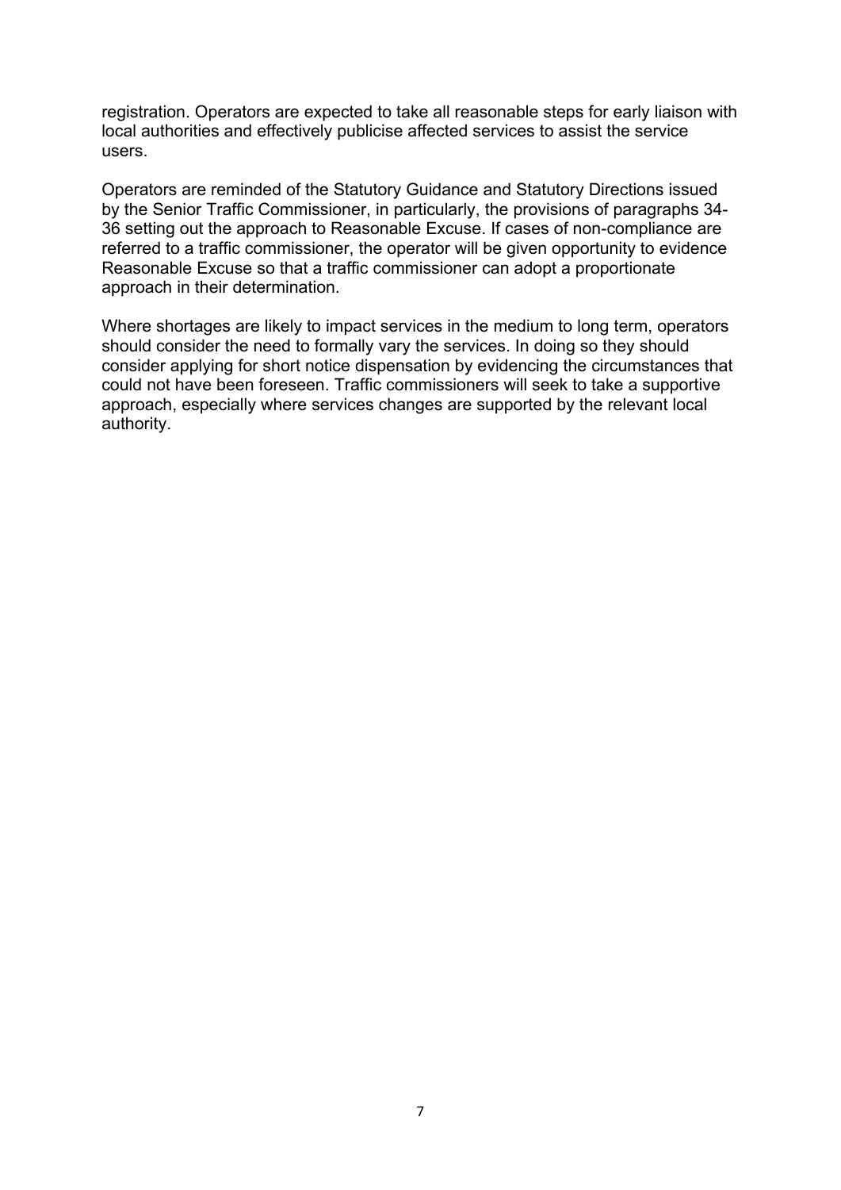registration. Operators are expected to take all reasonable steps for early liaison with local authorities and effectively publicise affected services to assist the service users.

Operators are reminded of the Statutory Guidance and Statutory Directions issued by the Senior Traffic Commissioner, in particularly, the provisions of paragraphs 34-36 setting out the approach to Reasonable Excuse. If cases of non-compliance are referred to a traffic commissioner, the operator will be given opportunity to evidence Reasonable Excuse so that a traffic commissioner can adopt a proportionate approach in their determination.

Where shortages are likely to impact services in the medium to long term, operators should consider the need to formally vary the services. In doing so they should consider applying for short notice dispensation by evidencing the circumstances that could not have been foreseen. Traffic commissioners will seek to take a supportive approach, especially where services changes are supported by the relevant local authority.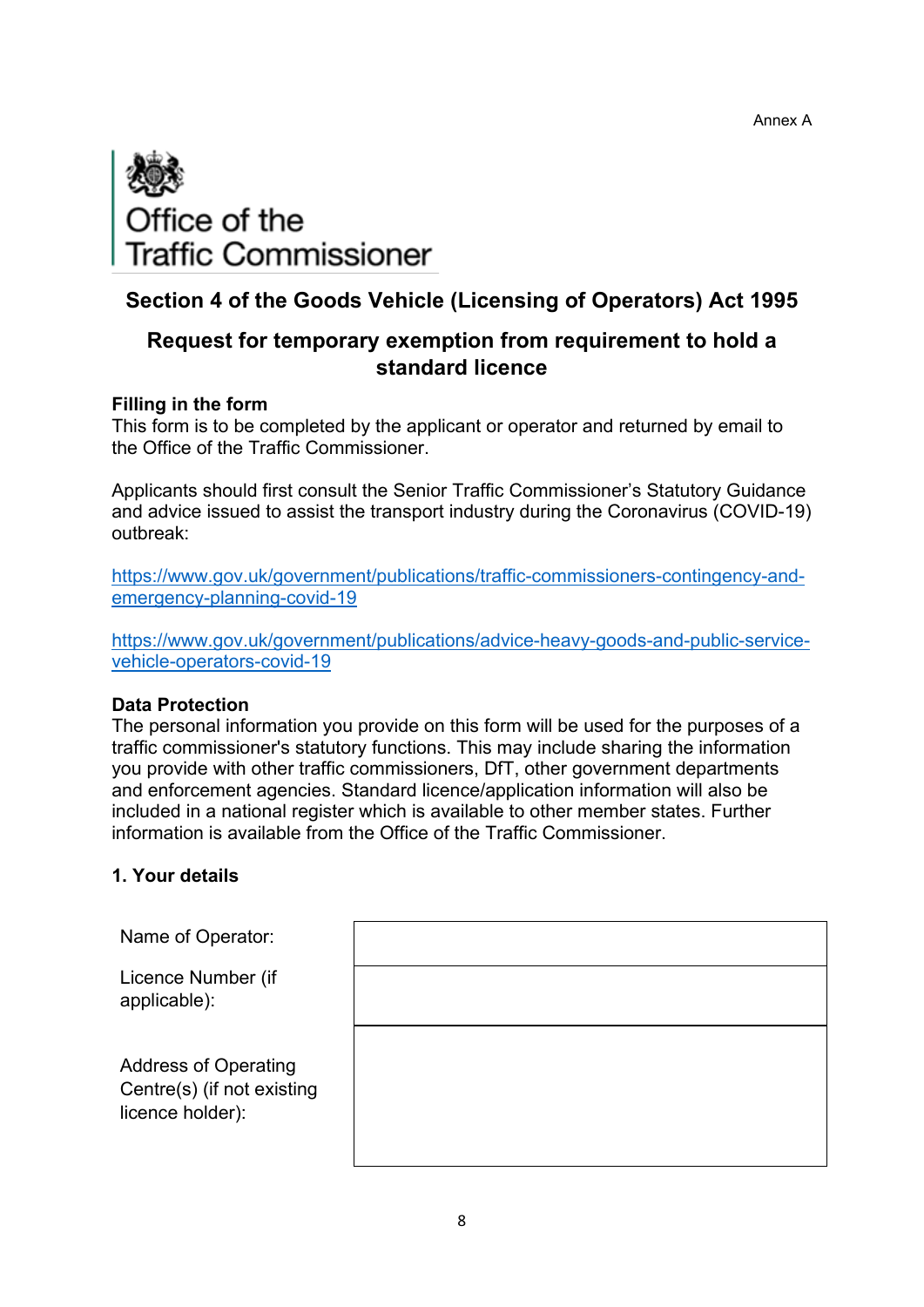Annex A

Office of the Traffic Commissioner

## Section 4 of the Goods Vehicle (Licensing of Operators) Act 1995

## Request for temporary exemption from requirement to hold a standard licence

**Filling in the form**
This form is to be completed by the applicant or operator and returned by email to the Office of the Traffic Commissioner.

Applicants should first consult the Senior Traffic Commissioner's Statutory Guidance and advice issued to assist the transport industry during the Coronavirus (COVID-19) outbreak:

https://www.gov.uk/government/publications/traffic-commissioners-contingency-and-emergency-planning-covid-19

https://www.gov.uk/government/publications/advice-heavy-goods-and-public-service-vehicle-operators-covid-19

**Data Protection**
The personal information you provide on this form will be used for the purposes of a traffic commissioner's statutory functions. This may include sharing the information you provide with other traffic commissioners, DfT, other government departments and enforcement agencies. Standard licence/application information will also be included in a national register which is available to other member states. Further information is available from the Office of the Traffic Commissioner.

**1. Your details**

| | |
|---|---|
| Name of Operator: | |
| Licence Number (if applicable): | |
| Address of Operating Centre(s) (if not existing licence holder): | |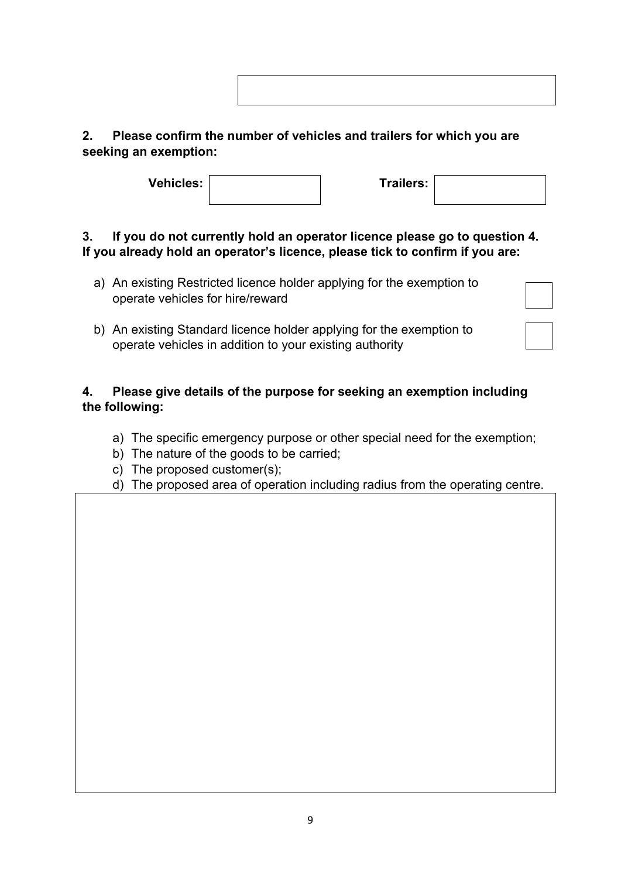**2. Please confirm the number of vehicles and trailers for which you are seeking an exemption:**

**Vehicles:** ☐ **Trailers:** ☐

**3. If you do not currently hold an operator licence please go to question 4. If you already hold an operator's licence, please tick to confirm if you are:**

a) An existing Restricted licence holder applying for the exemption to operate vehicles for hire/reward ☐

b) An existing Standard licence holder applying for the exemption to operate vehicles in addition to your existing authority ☐

**4. Please give details of the purpose for seeking an exemption including the following:**

a) The specific emergency purpose or other special need for the exemption;
b) The nature of the goods to be carried;
c) The proposed customer(s);
d) The proposed area of operation including radius from the operating centre.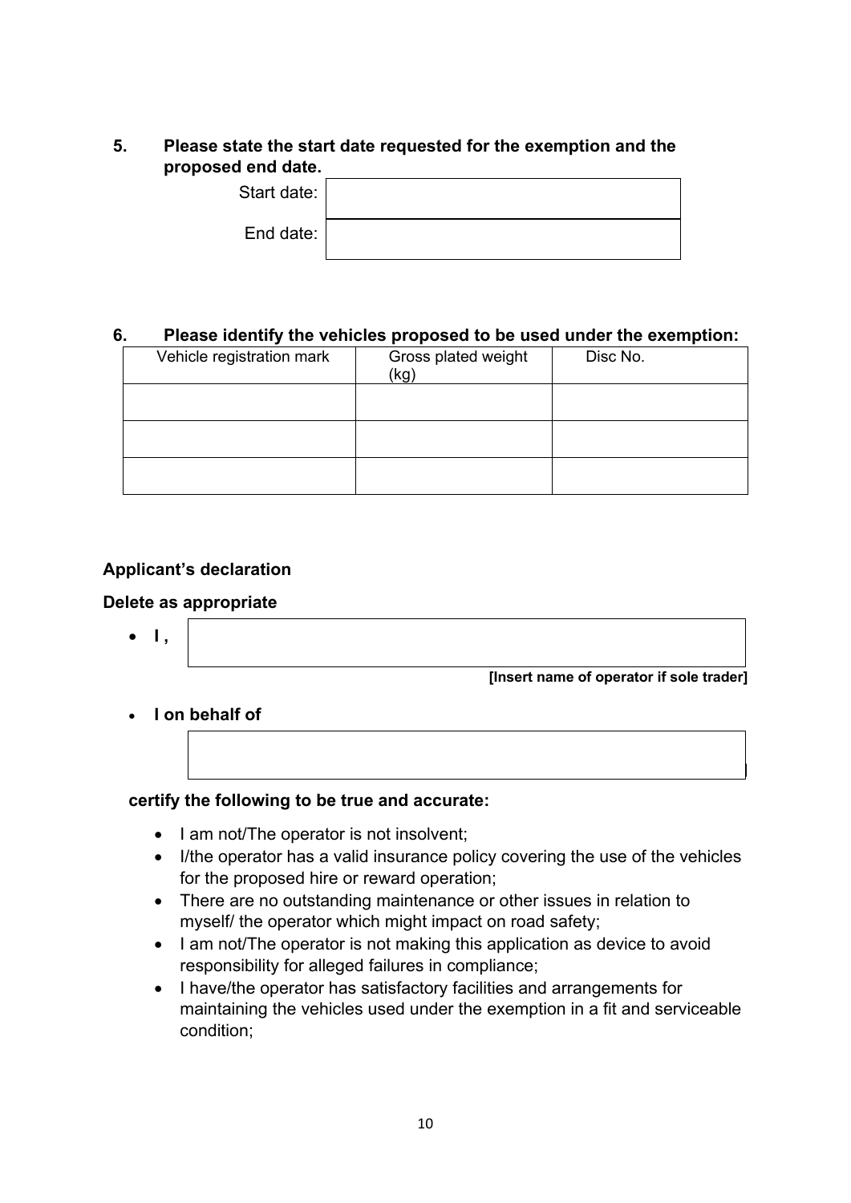**5. Please state the start date requested for the exemption and the proposed end date.**

| | |
|---|---|
| Start date: | |
| End date: | |

**6. Please identify the vehicles proposed to be used under the exemption:**

| Vehicle registration mark | Gross plated weight (kg) | Disc No. |
|---|---|---|
| | | |
| | | |
| | | |

**Applicant's declaration**

**Delete as appropriate**

- **I ,** 

  **[Insert name of operator if sole trader]**

- **I on behalf of**

**certify the following to be true and accurate:**

- I am not/The operator is not insolvent;
- I/the operator has a valid insurance policy covering the use of the vehicles for the proposed hire or reward operation;
- There are no outstanding maintenance or other issues in relation to myself/ the operator which might impact on road safety;
- I am not/The operator is not making this application as device to avoid responsibility for alleged failures in compliance;
- I have/the operator has satisfactory facilities and arrangements for maintaining the vehicles used under the exemption in a fit and serviceable condition;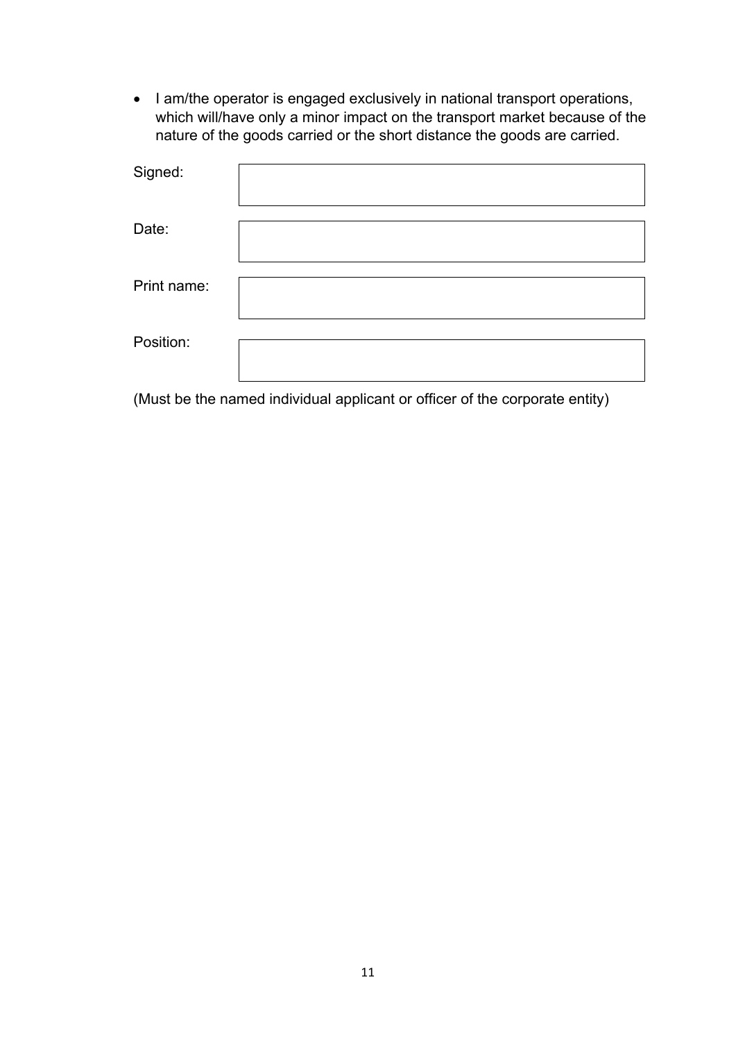- I am/the operator is engaged exclusively in national transport operations, which will/have only a minor impact on the transport market because of the nature of the goods carried or the short distance the goods are carried.

| | |
|---|---|
| Signed: | |
| Date: | |
| Print name: | |
| Position: | |

(Must be the named individual applicant or officer of the corporate entity)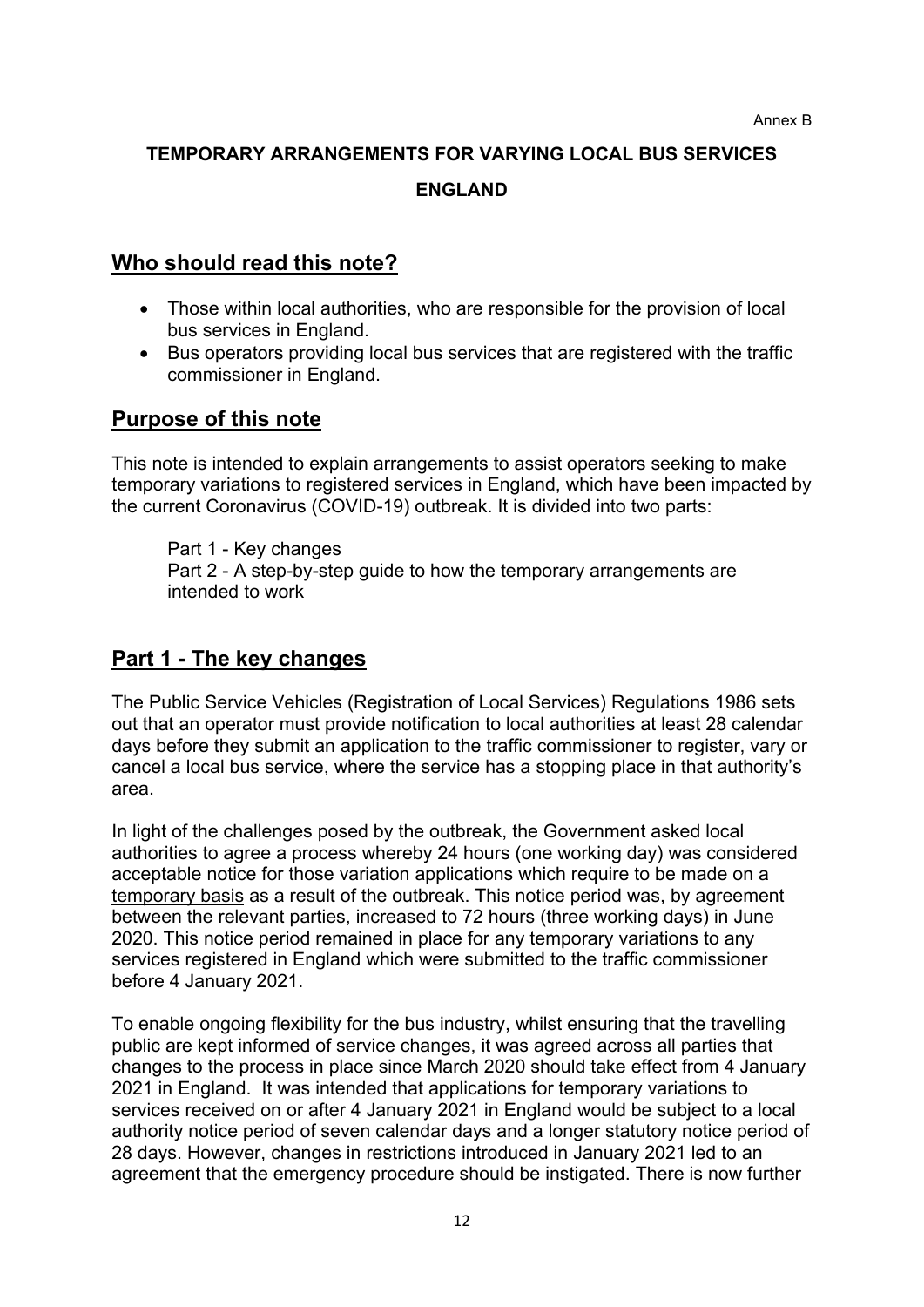Annex B

# TEMPORARY ARRANGEMENTS FOR VARYING LOCAL BUS SERVICES

# ENGLAND

## Who should read this note?

- Those within local authorities, who are responsible for the provision of local bus services in England.
- Bus operators providing local bus services that are registered with the traffic commissioner in England.

## Purpose of this note

This note is intended to explain arrangements to assist operators seeking to make temporary variations to registered services in England, which have been impacted by the current Coronavirus (COVID-19) outbreak. It is divided into two parts:

Part 1 - Key changes
Part 2 - A step-by-step guide to how the temporary arrangements are intended to work

## Part 1 - The key changes

The Public Service Vehicles (Registration of Local Services) Regulations 1986 sets out that an operator must provide notification to local authorities at least 28 calendar days before they submit an application to the traffic commissioner to register, vary or cancel a local bus service, where the service has a stopping place in that authority's area.

In light of the challenges posed by the outbreak, the Government asked local authorities to agree a process whereby 24 hours (one working day) was considered acceptable notice for those variation applications which require to be made on a temporary basis as a result of the outbreak. This notice period was, by agreement between the relevant parties, increased to 72 hours (three working days) in June 2020. This notice period remained in place for any temporary variations to any services registered in England which were submitted to the traffic commissioner before 4 January 2021.

To enable ongoing flexibility for the bus industry, whilst ensuring that the travelling public are kept informed of service changes, it was agreed across all parties that changes to the process in place since March 2020 should take effect from 4 January 2021 in England. It was intended that applications for temporary variations to services received on or after 4 January 2021 in England would be subject to a local authority notice period of seven calendar days and a longer statutory notice period of 28 days. However, changes in restrictions introduced in January 2021 led to an agreement that the emergency procedure should be instigated. There is now further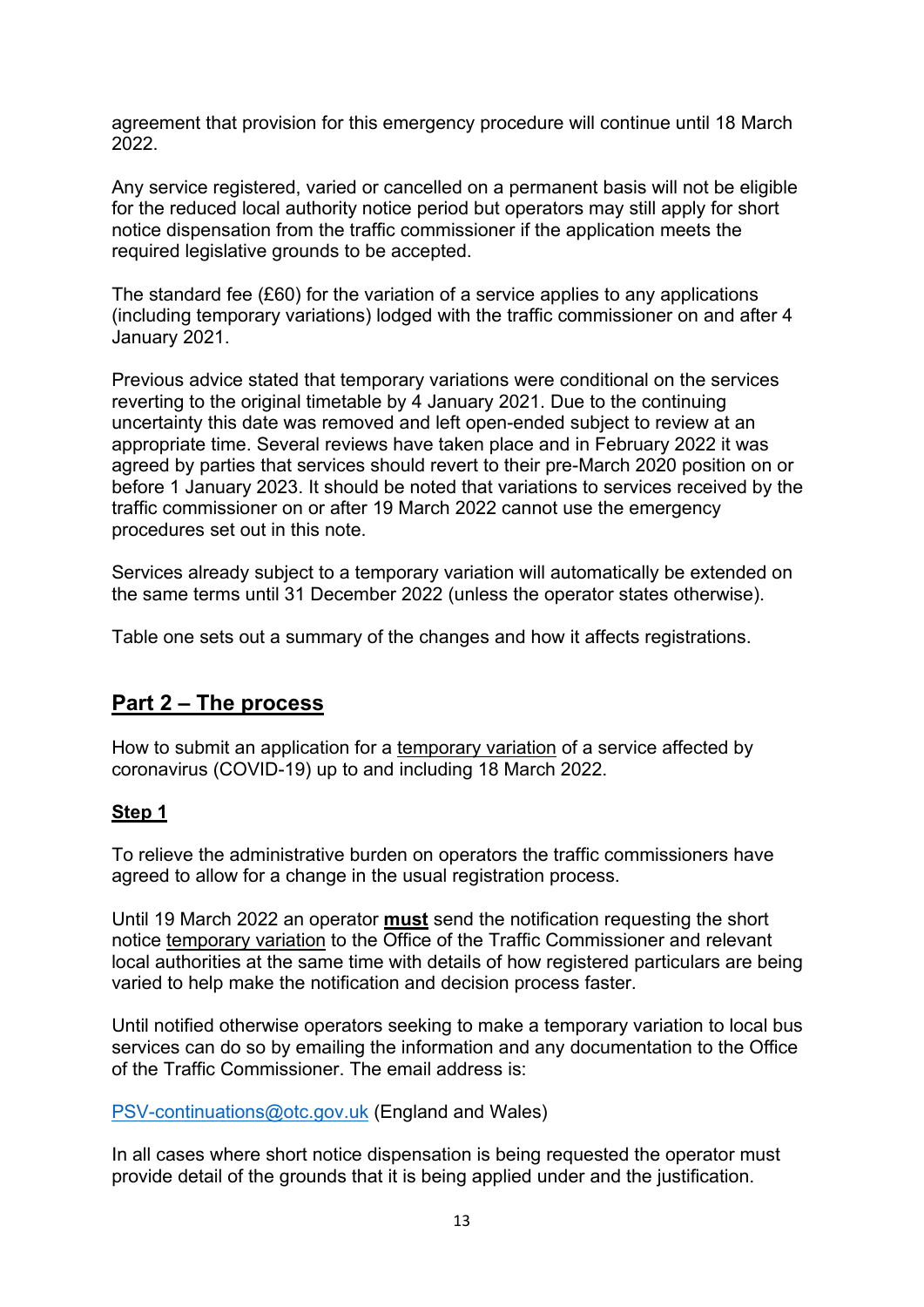agreement that provision for this emergency procedure will continue until 18 March 2022.

Any service registered, varied or cancelled on a permanent basis will not be eligible for the reduced local authority notice period but operators may still apply for short notice dispensation from the traffic commissioner if the application meets the required legislative grounds to be accepted.

The standard fee (£60) for the variation of a service applies to any applications (including temporary variations) lodged with the traffic commissioner on and after 4 January 2021.

Previous advice stated that temporary variations were conditional on the services reverting to the original timetable by 4 January 2021. Due to the continuing uncertainty this date was removed and left open-ended subject to review at an appropriate time. Several reviews have taken place and in February 2022 it was agreed by parties that services should revert to their pre-March 2020 position on or before 1 January 2023. It should be noted that variations to services received by the traffic commissioner on or after 19 March 2022 cannot use the emergency procedures set out in this note.

Services already subject to a temporary variation will automatically be extended on the same terms until 31 December 2022 (unless the operator states otherwise).

Table one sets out a summary of the changes and how it affects registrations.

## Part 2 – The process

How to submit an application for a temporary variation of a service affected by coronavirus (COVID-19) up to and including 18 March 2022.

### Step 1

To relieve the administrative burden on operators the traffic commissioners have agreed to allow for a change in the usual registration process.

Until 19 March 2022 an operator **must** send the notification requesting the short notice temporary variation to the Office of the Traffic Commissioner and relevant local authorities at the same time with details of how registered particulars are being varied to help make the notification and decision process faster.

Until notified otherwise operators seeking to make a temporary variation to local bus services can do so by emailing the information and any documentation to the Office of the Traffic Commissioner. The email address is:

PSV-continuations@otc.gov.uk (England and Wales)

In all cases where short notice dispensation is being requested the operator must provide detail of the grounds that it is being applied under and the justification.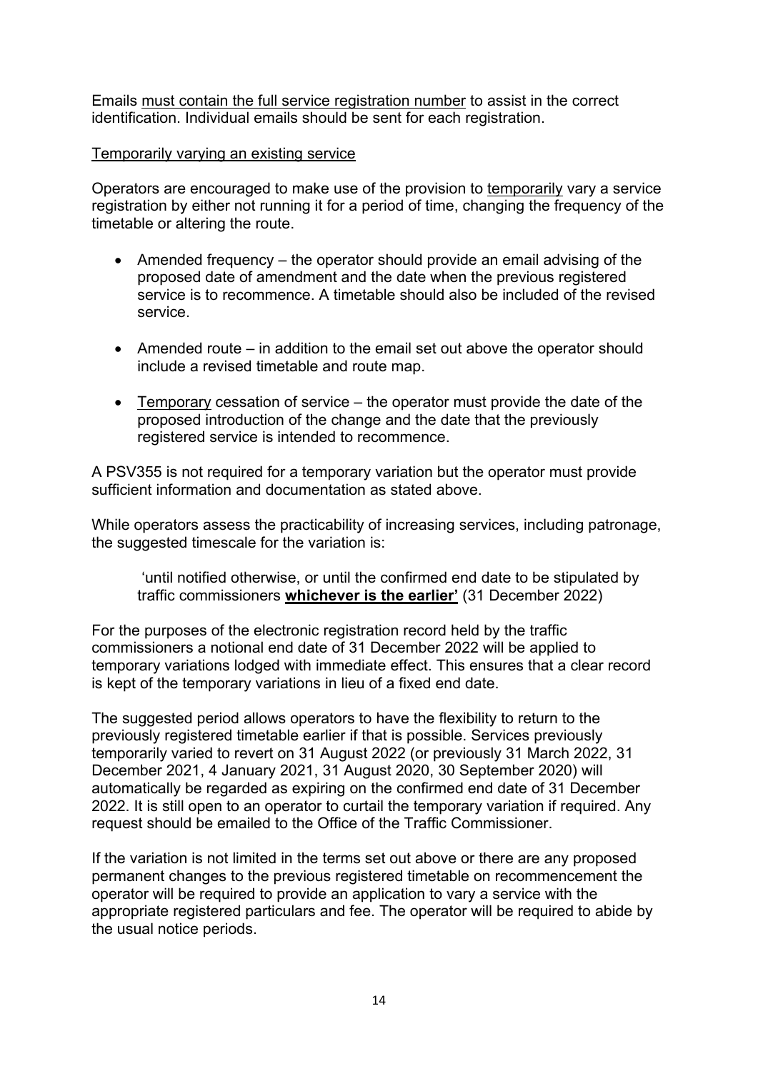Emails must contain the full service registration number to assist in the correct identification. Individual emails should be sent for each registration.

Temporarily varying an existing service

Operators are encouraged to make use of the provision to temporarily vary a service registration by either not running it for a period of time, changing the frequency of the timetable or altering the route.

- Amended frequency – the operator should provide an email advising of the proposed date of amendment and the date when the previous registered service is to recommence. A timetable should also be included of the revised service.
- Amended route – in addition to the email set out above the operator should include a revised timetable and route map.
- Temporary cessation of service – the operator must provide the date of the proposed introduction of the change and the date that the previously registered service is intended to recommence.

A PSV355 is not required for a temporary variation but the operator must provide sufficient information and documentation as stated above.

While operators assess the practicability of increasing services, including patronage, the suggested timescale for the variation is:

> 'until notified otherwise, or until the confirmed end date to be stipulated by traffic commissioners **whichever is the earlier'** (31 December 2022)

For the purposes of the electronic registration record held by the traffic commissioners a notional end date of 31 December 2022 will be applied to temporary variations lodged with immediate effect. This ensures that a clear record is kept of the temporary variations in lieu of a fixed end date.

The suggested period allows operators to have the flexibility to return to the previously registered timetable earlier if that is possible. Services previously temporarily varied to revert on 31 August 2022 (or previously 31 March 2022, 31 December 2021, 4 January 2021, 31 August 2020, 30 September 2020) will automatically be regarded as expiring on the confirmed end date of 31 December 2022. It is still open to an operator to curtail the temporary variation if required. Any request should be emailed to the Office of the Traffic Commissioner.

If the variation is not limited in the terms set out above or there are any proposed permanent changes to the previous registered timetable on recommencement the operator will be required to provide an application to vary a service with the appropriate registered particulars and fee. The operator will be required to abide by the usual notice periods.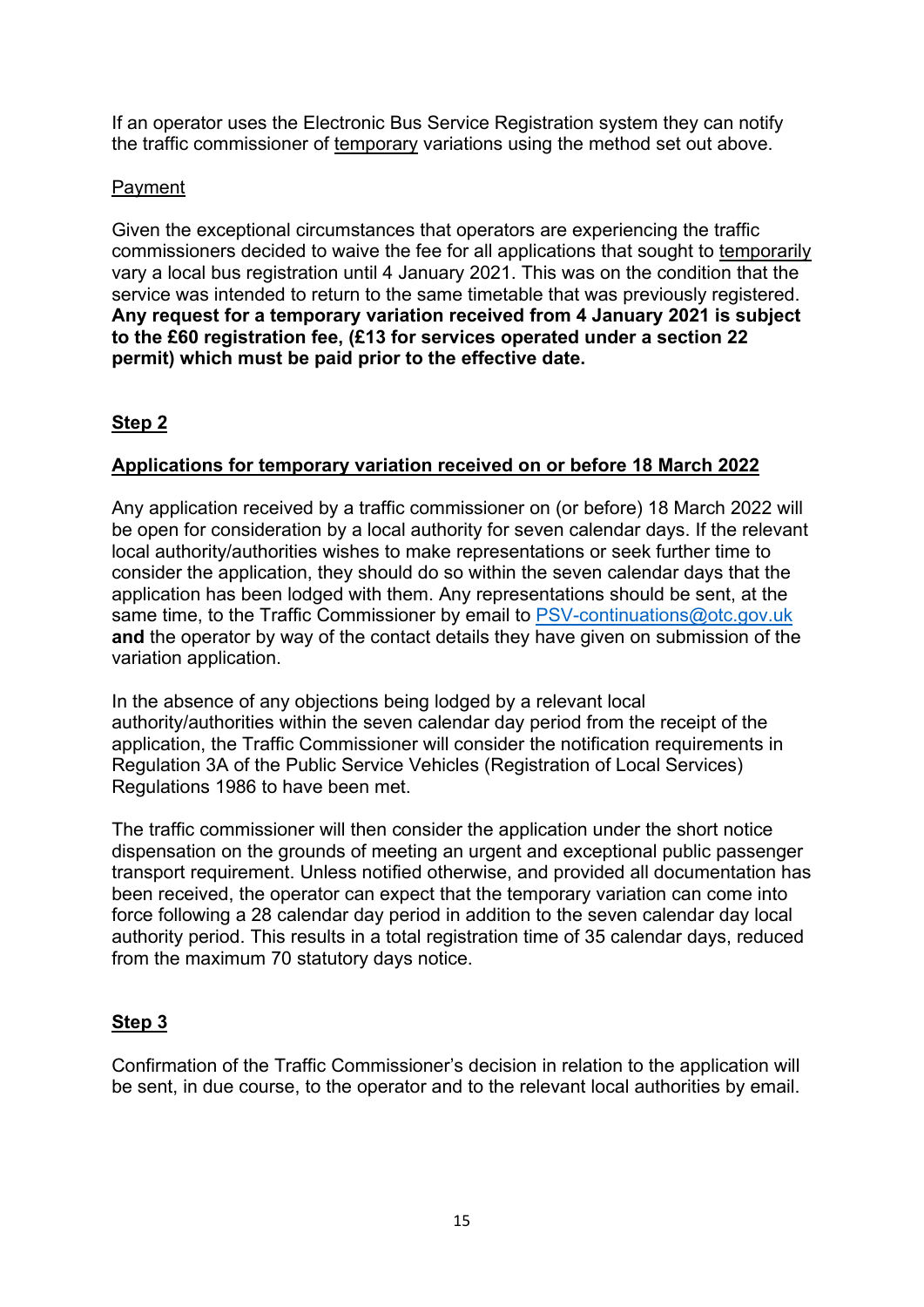If an operator uses the Electronic Bus Service Registration system they can notify the traffic commissioner of temporary variations using the method set out above.

Payment

Given the exceptional circumstances that operators are experiencing the traffic commissioners decided to waive the fee for all applications that sought to temporarily vary a local bus registration until 4 January 2021. This was on the condition that the service was intended to return to the same timetable that was previously registered. **Any request for a temporary variation received from 4 January 2021 is subject to the £60 registration fee, (£13 for services operated under a section 22 permit) which must be paid prior to the effective date.**

## Step 2

### Applications for temporary variation received on or before 18 March 2022

Any application received by a traffic commissioner on (or before) 18 March 2022 will be open for consideration by a local authority for seven calendar days. If the relevant local authority/authorities wishes to make representations or seek further time to consider the application, they should do so within the seven calendar days that the application has been lodged with them. Any representations should be sent, at the same time, to the Traffic Commissioner by email to PSV-continuations@otc.gov.uk **and** the operator by way of the contact details they have given on submission of the variation application.

In the absence of any objections being lodged by a relevant local authority/authorities within the seven calendar day period from the receipt of the application, the Traffic Commissioner will consider the notification requirements in Regulation 3A of the Public Service Vehicles (Registration of Local Services) Regulations 1986 to have been met.

The traffic commissioner will then consider the application under the short notice dispensation on the grounds of meeting an urgent and exceptional public passenger transport requirement. Unless notified otherwise, and provided all documentation has been received, the operator can expect that the temporary variation can come into force following a 28 calendar day period in addition to the seven calendar day local authority period. This results in a total registration time of 35 calendar days, reduced from the maximum 70 statutory days notice.

## Step 3

Confirmation of the Traffic Commissioner's decision in relation to the application will be sent, in due course, to the operator and to the relevant local authorities by email.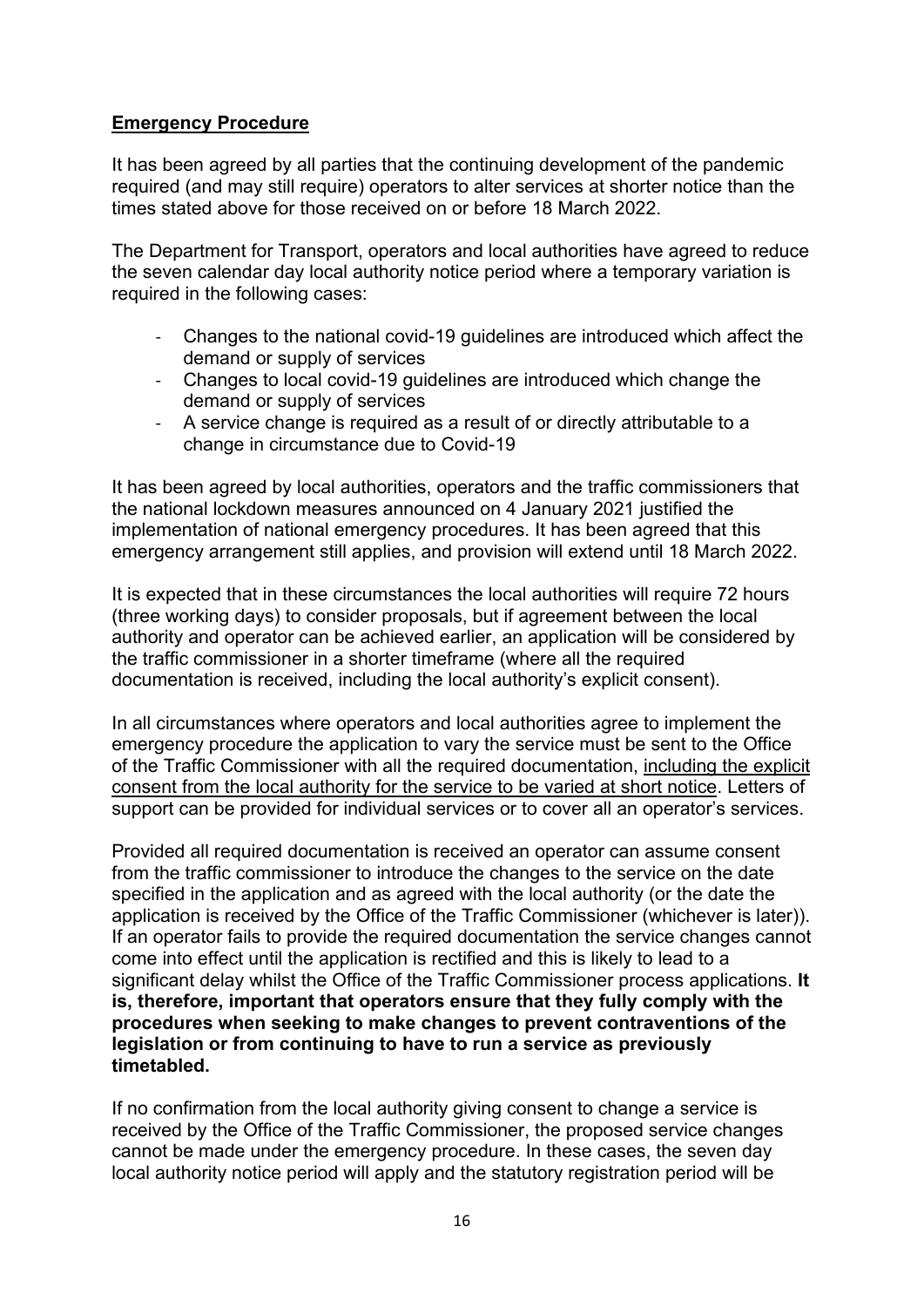## **Emergency Procedure**

It has been agreed by all parties that the continuing development of the pandemic required (and may still require) operators to alter services at shorter notice than the times stated above for those received on or before 18 March 2022.

The Department for Transport, operators and local authorities have agreed to reduce the seven calendar day local authority notice period where a temporary variation is required in the following cases:

- Changes to the national covid-19 guidelines are introduced which affect the demand or supply of services
- Changes to local covid-19 guidelines are introduced which change the demand or supply of services
- A service change is required as a result of or directly attributable to a change in circumstance due to Covid-19

It has been agreed by local authorities, operators and the traffic commissioners that the national lockdown measures announced on 4 January 2021 justified the implementation of national emergency procedures. It has been agreed that this emergency arrangement still applies, and provision will extend until 18 March 2022.

It is expected that in these circumstances the local authorities will require 72 hours (three working days) to consider proposals, but if agreement between the local authority and operator can be achieved earlier, an application will be considered by the traffic commissioner in a shorter timeframe (where all the required documentation is received, including the local authority's explicit consent).

In all circumstances where operators and local authorities agree to implement the emergency procedure the application to vary the service must be sent to the Office of the Traffic Commissioner with all the required documentation, including the explicit consent from the local authority for the service to be varied at short notice. Letters of support can be provided for individual services or to cover all an operator's services.

Provided all required documentation is received an operator can assume consent from the traffic commissioner to introduce the changes to the service on the date specified in the application and as agreed with the local authority (or the date the application is received by the Office of the Traffic Commissioner (whichever is later)). If an operator fails to provide the required documentation the service changes cannot come into effect until the application is rectified and this is likely to lead to a significant delay whilst the Office of the Traffic Commissioner process applications. **It is, therefore, important that operators ensure that they fully comply with the procedures when seeking to make changes to prevent contraventions of the legislation or from continuing to have to run a service as previously timetabled.**

If no confirmation from the local authority giving consent to change a service is received by the Office of the Traffic Commissioner, the proposed service changes cannot be made under the emergency procedure. In these cases, the seven day local authority notice period will apply and the statutory registration period will be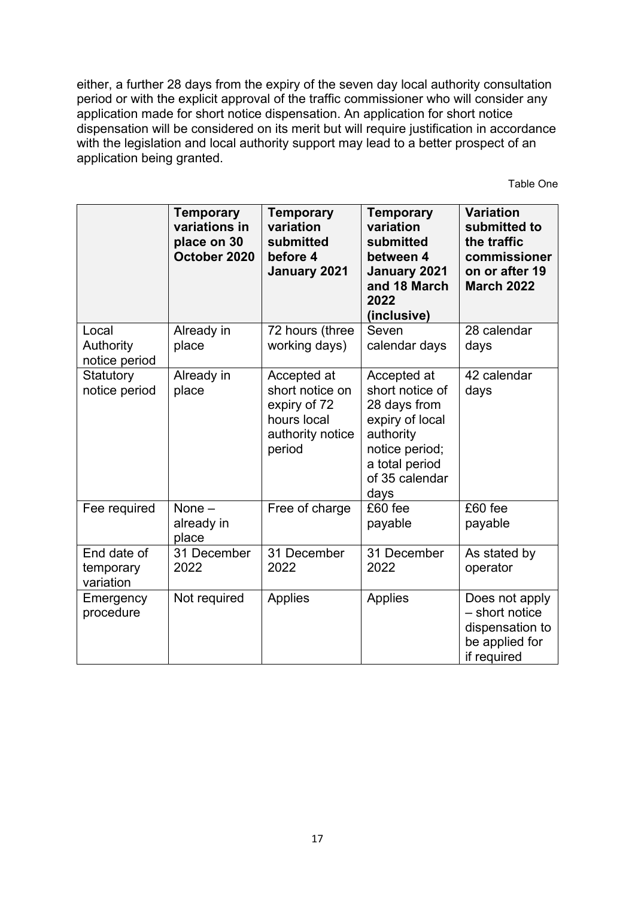either, a further 28 days from the expiry of the seven day local authority consultation period or with the explicit approval of the traffic commissioner who will consider any application made for short notice dispensation. An application for short notice dispensation will be considered on its merit but will require justification in accordance with the legislation and local authority support may lead to a better prospect of an application being granted.

Table One

| | **Temporary variations in place on 30 October 2020** | **Temporary variation submitted before 4 January 2021** | **Temporary variation submitted between 4 January 2021 and 18 March 2022 (inclusive)** | **Variation submitted to the traffic commissioner on or after 19 March 2022** |
|---|---|---|---|---|
| Local Authority notice period | Already in place | 72 hours (three working days) | Seven calendar days | 28 calendar days |
| Statutory notice period | Already in place | Accepted at short notice on expiry of 72 hours local authority notice period | Accepted at short notice of 28 days from expiry of local authority notice period; a total period of 35 calendar days | 42 calendar days |
| Fee required | None – already in place | Free of charge | £60 fee payable | £60 fee payable |
| End date of temporary variation | 31 December 2022 | 31 December 2022 | 31 December 2022 | As stated by operator |
| Emergency procedure | Not required | Applies | Applies | Does not apply – short notice dispensation to be applied for if required |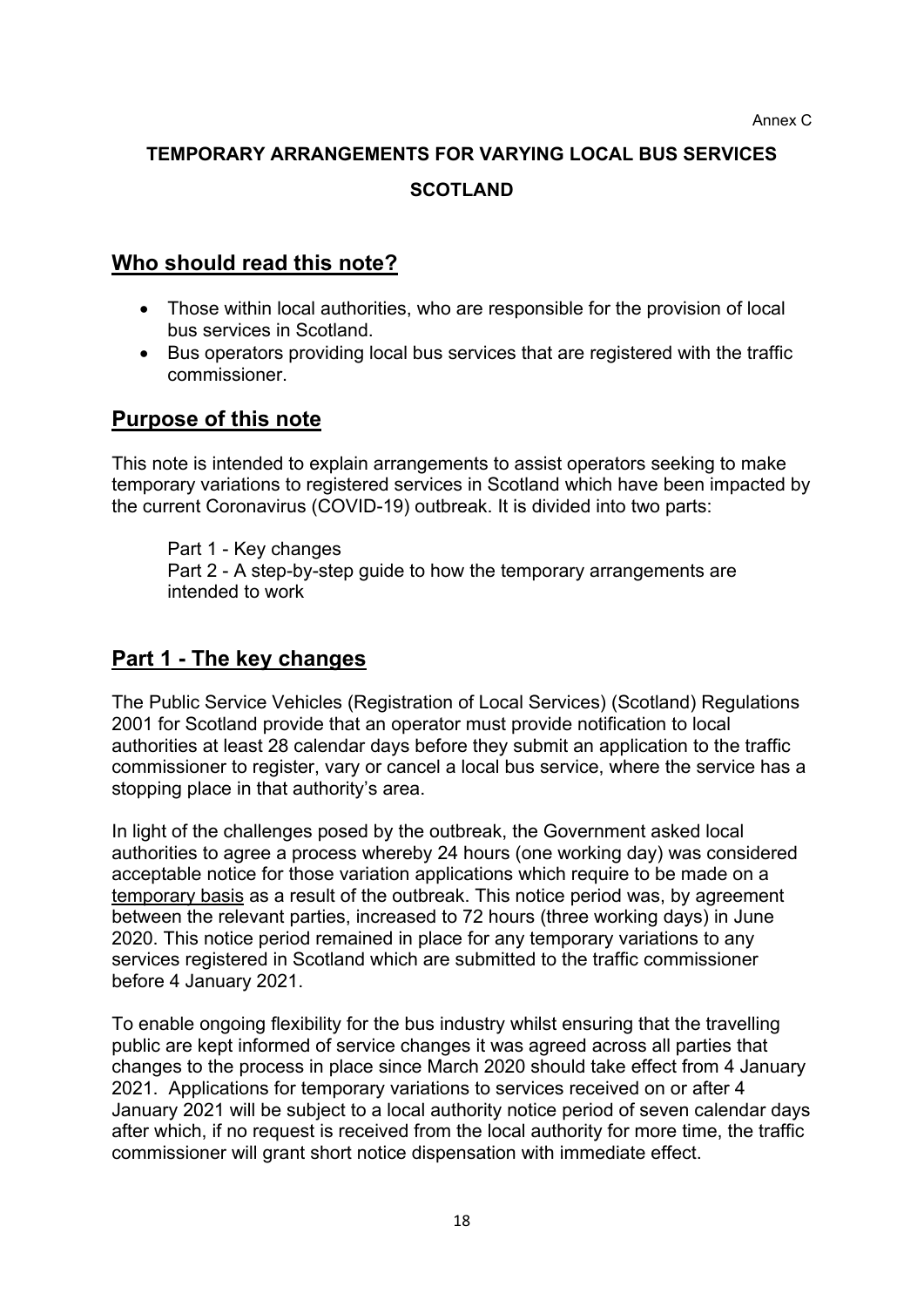Annex C

# TEMPORARY ARRANGEMENTS FOR VARYING LOCAL BUS SERVICES

# SCOTLAND

## Who should read this note?

- Those within local authorities, who are responsible for the provision of local bus services in Scotland.
- Bus operators providing local bus services that are registered with the traffic commissioner.

## Purpose of this note

This note is intended to explain arrangements to assist operators seeking to make temporary variations to registered services in Scotland which have been impacted by the current Coronavirus (COVID-19) outbreak. It is divided into two parts:

Part 1 - Key changes
Part 2 - A step-by-step guide to how the temporary arrangements are intended to work

## Part 1 - The key changes

The Public Service Vehicles (Registration of Local Services) (Scotland) Regulations 2001 for Scotland provide that an operator must provide notification to local authorities at least 28 calendar days before they submit an application to the traffic commissioner to register, vary or cancel a local bus service, where the service has a stopping place in that authority's area.

In light of the challenges posed by the outbreak, the Government asked local authorities to agree a process whereby 24 hours (one working day) was considered acceptable notice for those variation applications which require to be made on a temporary basis as a result of the outbreak. This notice period was, by agreement between the relevant parties, increased to 72 hours (three working days) in June 2020. This notice period remained in place for any temporary variations to any services registered in Scotland which are submitted to the traffic commissioner before 4 January 2021.

To enable ongoing flexibility for the bus industry whilst ensuring that the travelling public are kept informed of service changes it was agreed across all parties that changes to the process in place since March 2020 should take effect from 4 January 2021. Applications for temporary variations to services received on or after 4 January 2021 will be subject to a local authority notice period of seven calendar days after which, if no request is received from the local authority for more time, the traffic commissioner will grant short notice dispensation with immediate effect.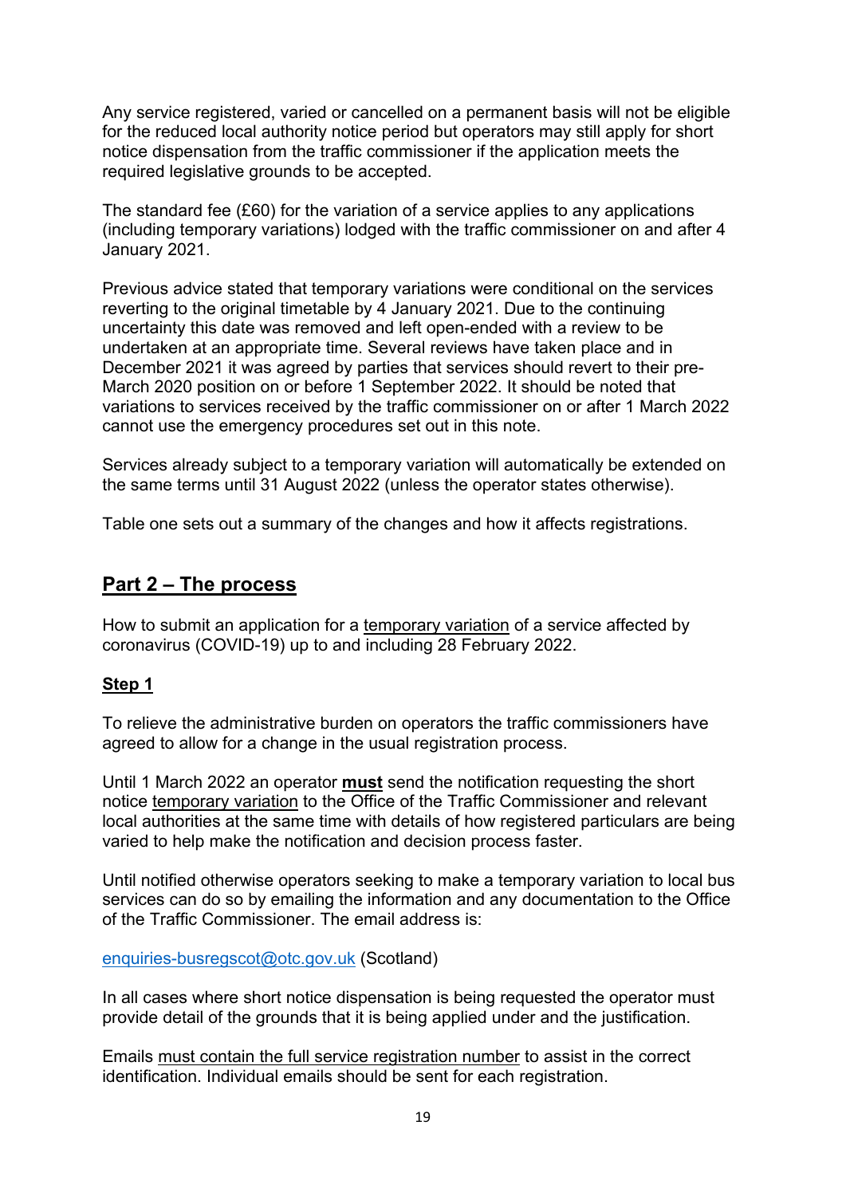Any service registered, varied or cancelled on a permanent basis will not be eligible for the reduced local authority notice period but operators may still apply for short notice dispensation from the traffic commissioner if the application meets the required legislative grounds to be accepted.

The standard fee (£60) for the variation of a service applies to any applications (including temporary variations) lodged with the traffic commissioner on and after 4 January 2021.

Previous advice stated that temporary variations were conditional on the services reverting to the original timetable by 4 January 2021. Due to the continuing uncertainty this date was removed and left open-ended with a review to be undertaken at an appropriate time. Several reviews have taken place and in December 2021 it was agreed by parties that services should revert to their pre-March 2020 position on or before 1 September 2022. It should be noted that variations to services received by the traffic commissioner on or after 1 March 2022 cannot use the emergency procedures set out in this note.

Services already subject to a temporary variation will automatically be extended on the same terms until 31 August 2022 (unless the operator states otherwise).

Table one sets out a summary of the changes and how it affects registrations.

## Part 2 – The process

How to submit an application for a temporary variation of a service affected by coronavirus (COVID-19) up to and including 28 February 2022.

### Step 1

To relieve the administrative burden on operators the traffic commissioners have agreed to allow for a change in the usual registration process.

Until 1 March 2022 an operator **must** send the notification requesting the short notice temporary variation to the Office of the Traffic Commissioner and relevant local authorities at the same time with details of how registered particulars are being varied to help make the notification and decision process faster.

Until notified otherwise operators seeking to make a temporary variation to local bus services can do so by emailing the information and any documentation to the Office of the Traffic Commissioner. The email address is:

enquiries-busregscot@otc.gov.uk (Scotland)

In all cases where short notice dispensation is being requested the operator must provide detail of the grounds that it is being applied under and the justification.

Emails must contain the full service registration number to assist in the correct identification. Individual emails should be sent for each registration.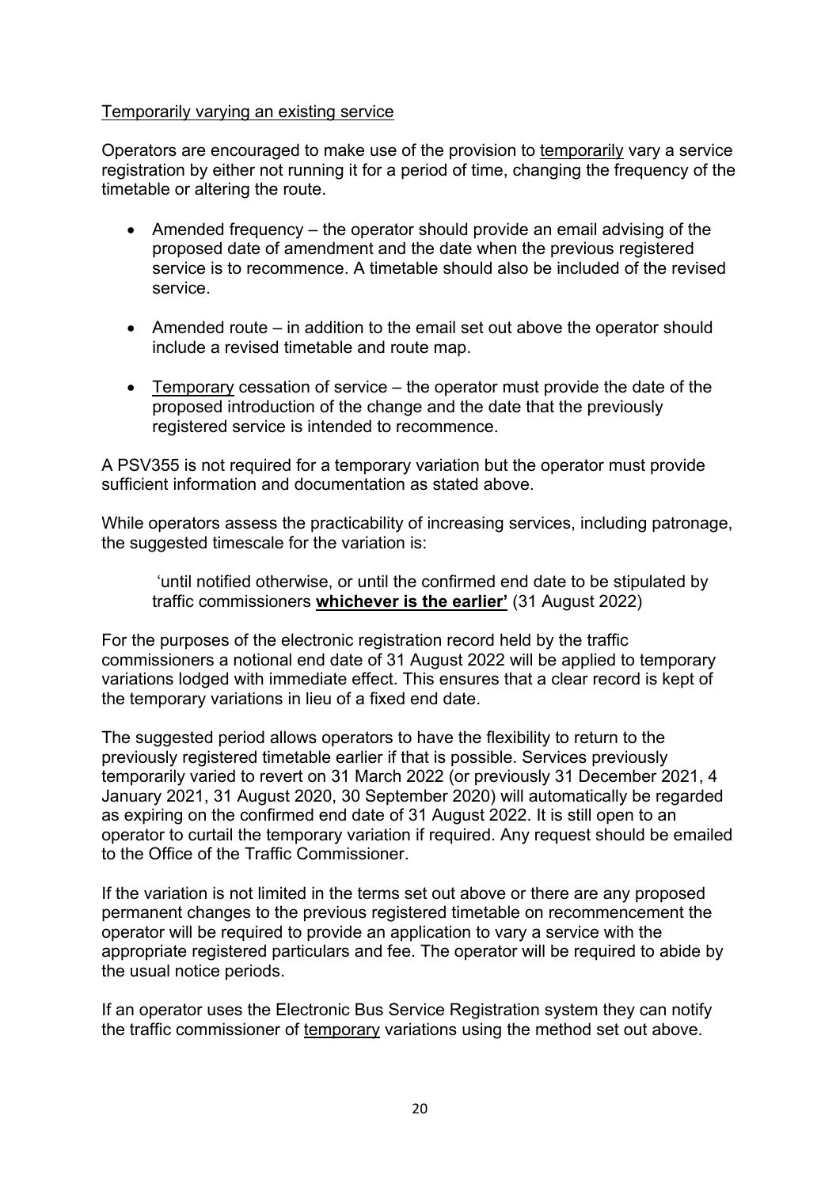Temporarily varying an existing service

Operators are encouraged to make use of the provision to temporarily vary a service registration by either not running it for a period of time, changing the frequency of the timetable or altering the route.

- Amended frequency – the operator should provide an email advising of the proposed date of amendment and the date when the previous registered service is to recommence. A timetable should also be included of the revised service.
- Amended route – in addition to the email set out above the operator should include a revised timetable and route map.
- Temporary cessation of service – the operator must provide the date of the proposed introduction of the change and the date that the previously registered service is intended to recommence.

A PSV355 is not required for a temporary variation but the operator must provide sufficient information and documentation as stated above.

While operators assess the practicability of increasing services, including patronage, the suggested timescale for the variation is:

> 'until notified otherwise, or until the confirmed end date to be stipulated by traffic commissioners **whichever is the earlier'** (31 August 2022)

For the purposes of the electronic registration record held by the traffic commissioners a notional end date of 31 August 2022 will be applied to temporary variations lodged with immediate effect. This ensures that a clear record is kept of the temporary variations in lieu of a fixed end date.

The suggested period allows operators to have the flexibility to return to the previously registered timetable earlier if that is possible. Services previously temporarily varied to revert on 31 March 2022 (or previously 31 December 2021, 4 January 2021, 31 August 2020, 30 September 2020) will automatically be regarded as expiring on the confirmed end date of 31 August 2022. It is still open to an operator to curtail the temporary variation if required. Any request should be emailed to the Office of the Traffic Commissioner.

If the variation is not limited in the terms set out above or there are any proposed permanent changes to the previous registered timetable on recommencement the operator will be required to provide an application to vary a service with the appropriate registered particulars and fee. The operator will be required to abide by the usual notice periods.

If an operator uses the Electronic Bus Service Registration system they can notify the traffic commissioner of temporary variations using the method set out above.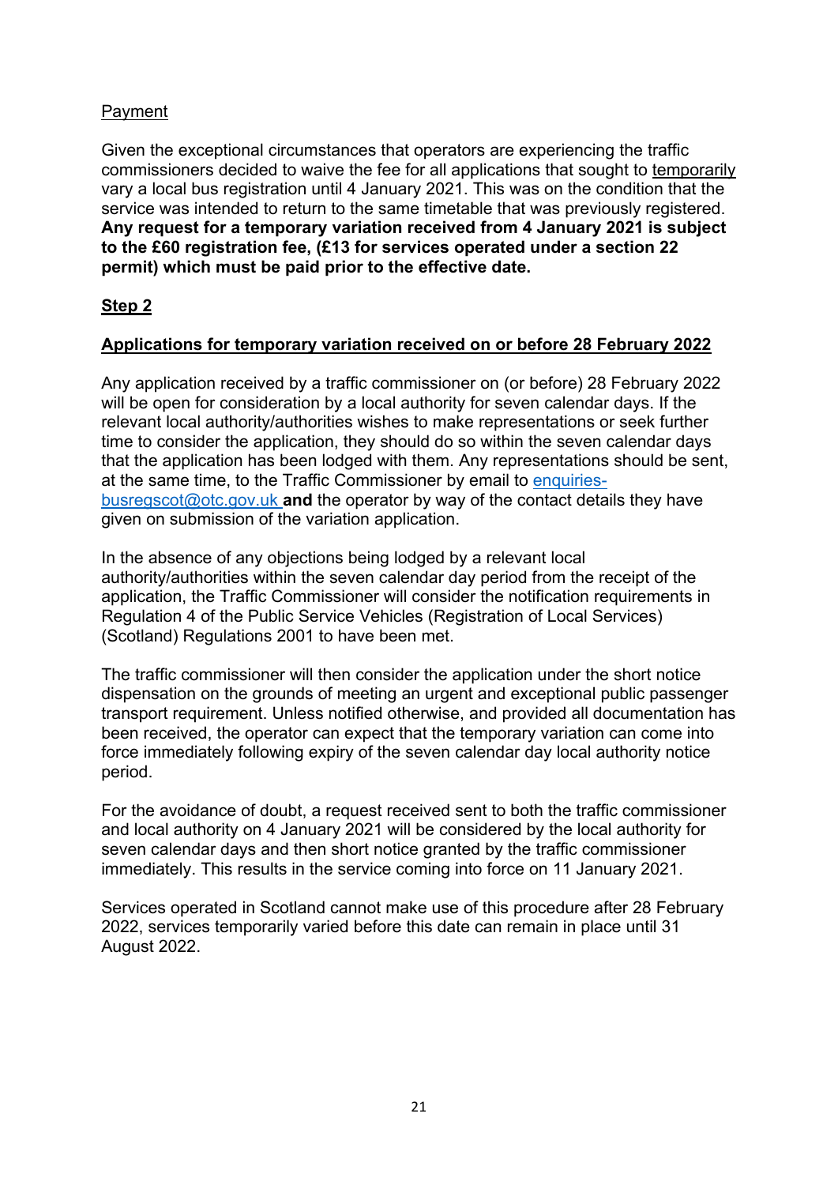Payment

Given the exceptional circumstances that operators are experiencing the traffic commissioners decided to waive the fee for all applications that sought to temporarily vary a local bus registration until 4 January 2021. This was on the condition that the service was intended to return to the same timetable that was previously registered. **Any request for a temporary variation received from 4 January 2021 is subject to the £60 registration fee, (£13 for services operated under a section 22 permit) which must be paid prior to the effective date.**

## Step 2

### Applications for temporary variation received on or before 28 February 2022

Any application received by a traffic commissioner on (or before) 28 February 2022 will be open for consideration by a local authority for seven calendar days. If the relevant local authority/authorities wishes to make representations or seek further time to consider the application, they should do so within the seven calendar days that the application has been lodged with them. Any representations should be sent, at the same time, to the Traffic Commissioner by email to enquiries-busregscot@otc.gov.uk **and** the operator by way of the contact details they have given on submission of the variation application.

In the absence of any objections being lodged by a relevant local authority/authorities within the seven calendar day period from the receipt of the application, the Traffic Commissioner will consider the notification requirements in Regulation 4 of the Public Service Vehicles (Registration of Local Services) (Scotland) Regulations 2001 to have been met.

The traffic commissioner will then consider the application under the short notice dispensation on the grounds of meeting an urgent and exceptional public passenger transport requirement. Unless notified otherwise, and provided all documentation has been received, the operator can expect that the temporary variation can come into force immediately following expiry of the seven calendar day local authority notice period.

For the avoidance of doubt, a request received sent to both the traffic commissioner and local authority on 4 January 2021 will be considered by the local authority for seven calendar days and then short notice granted by the traffic commissioner immediately. This results in the service coming into force on 11 January 2021.

Services operated in Scotland cannot make use of this procedure after 28 February 2022, services temporarily varied before this date can remain in place until 31 August 2022.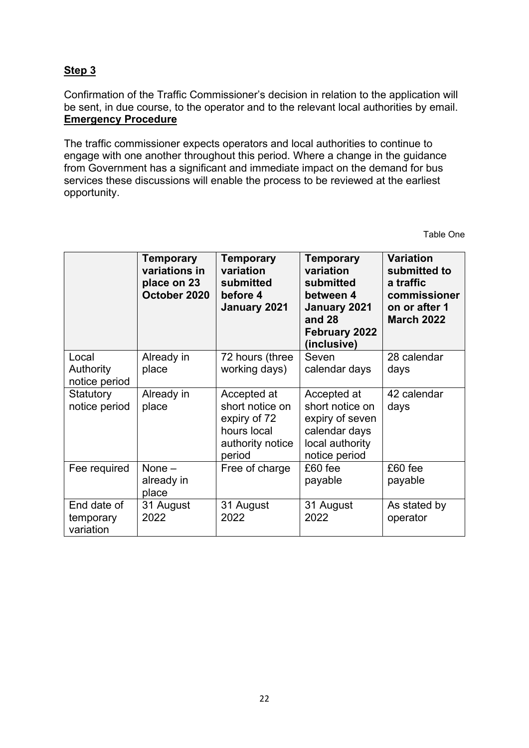**Step 3**

Confirmation of the Traffic Commissioner's decision in relation to the application will be sent, in due course, to the operator and to the relevant local authorities by email.

**Emergency Procedure**

The traffic commissioner expects operators and local authorities to continue to engage with one another throughout this period. Where a change in the guidance from Government has a significant and immediate impact on the demand for bus services these discussions will enable the process to be reviewed at the earliest opportunity.

Table One

| | **Temporary variations in place on 23 October 2020** | **Temporary variation submitted before 4 January 2021** | **Temporary variation submitted between 4 January 2021 and 28 February 2022 (inclusive)** | **Variation submitted to a traffic commissioner on or after 1 March 2022** |
|---|---|---|---|---|
| Local Authority notice period | Already in place | 72 hours (three working days) | Seven calendar days | 28 calendar days |
| Statutory notice period | Already in place | Accepted at short notice on expiry of 72 hours local authority notice period | Accepted at short notice on expiry of seven calendar days local authority notice period | 42 calendar days |
| Fee required | None – already in place | Free of charge | £60 fee payable | £60 fee payable |
| End date of temporary variation | 31 August 2022 | 31 August 2022 | 31 August 2022 | As stated by operator |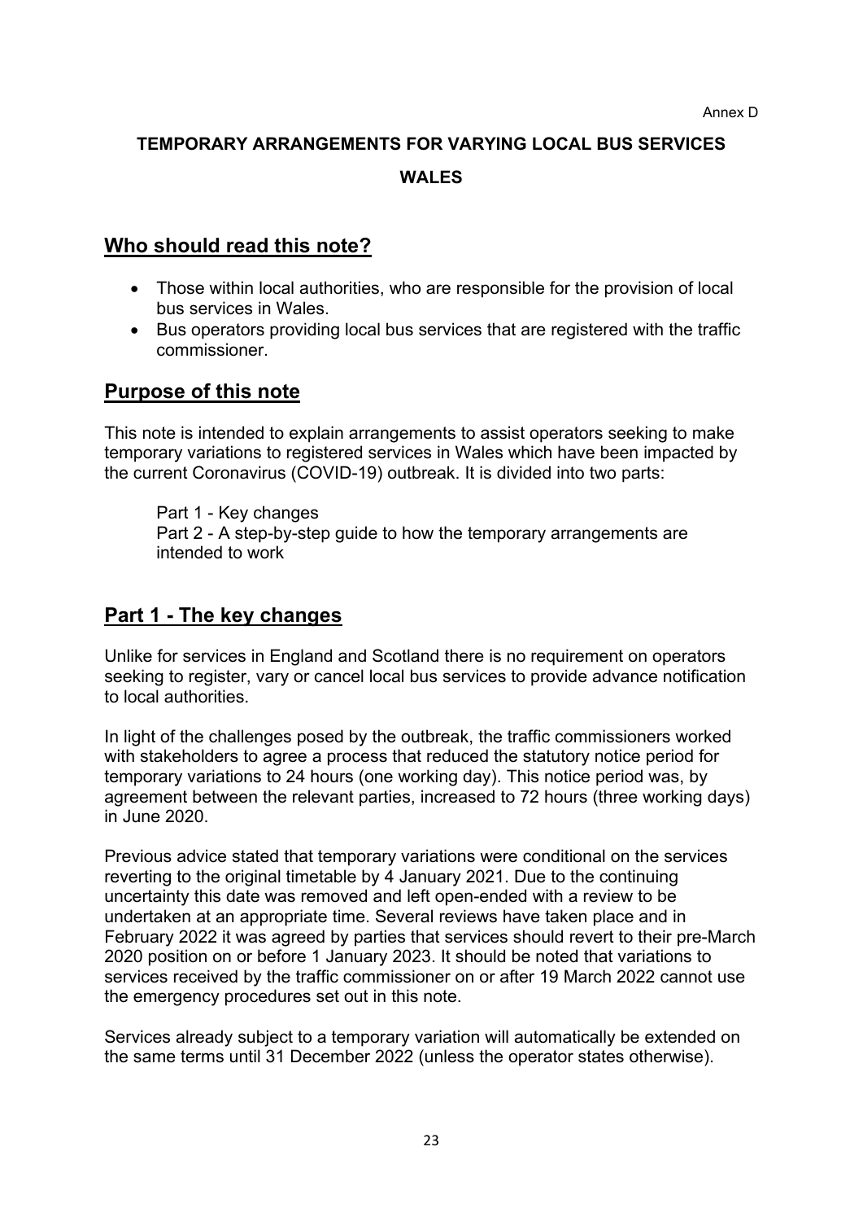Annex D

# TEMPORARY ARRANGEMENTS FOR VARYING LOCAL BUS SERVICES

# WALES

## Who should read this note?

- Those within local authorities, who are responsible for the provision of local bus services in Wales.
- Bus operators providing local bus services that are registered with the traffic commissioner.

## Purpose of this note

This note is intended to explain arrangements to assist operators seeking to make temporary variations to registered services in Wales which have been impacted by the current Coronavirus (COVID-19) outbreak. It is divided into two parts:

Part 1 - Key changes
Part 2 - A step-by-step guide to how the temporary arrangements are intended to work

## Part 1 - The key changes

Unlike for services in England and Scotland there is no requirement on operators seeking to register, vary or cancel local bus services to provide advance notification to local authorities.

In light of the challenges posed by the outbreak, the traffic commissioners worked with stakeholders to agree a process that reduced the statutory notice period for temporary variations to 24 hours (one working day). This notice period was, by agreement between the relevant parties, increased to 72 hours (three working days) in June 2020.

Previous advice stated that temporary variations were conditional on the services reverting to the original timetable by 4 January 2021. Due to the continuing uncertainty this date was removed and left open-ended with a review to be undertaken at an appropriate time. Several reviews have taken place and in February 2022 it was agreed by parties that services should revert to their pre-March 2020 position on or before 1 January 2023. It should be noted that variations to services received by the traffic commissioner on or after 19 March 2022 cannot use the emergency procedures set out in this note.

Services already subject to a temporary variation will automatically be extended on the same terms until 31 December 2022 (unless the operator states otherwise).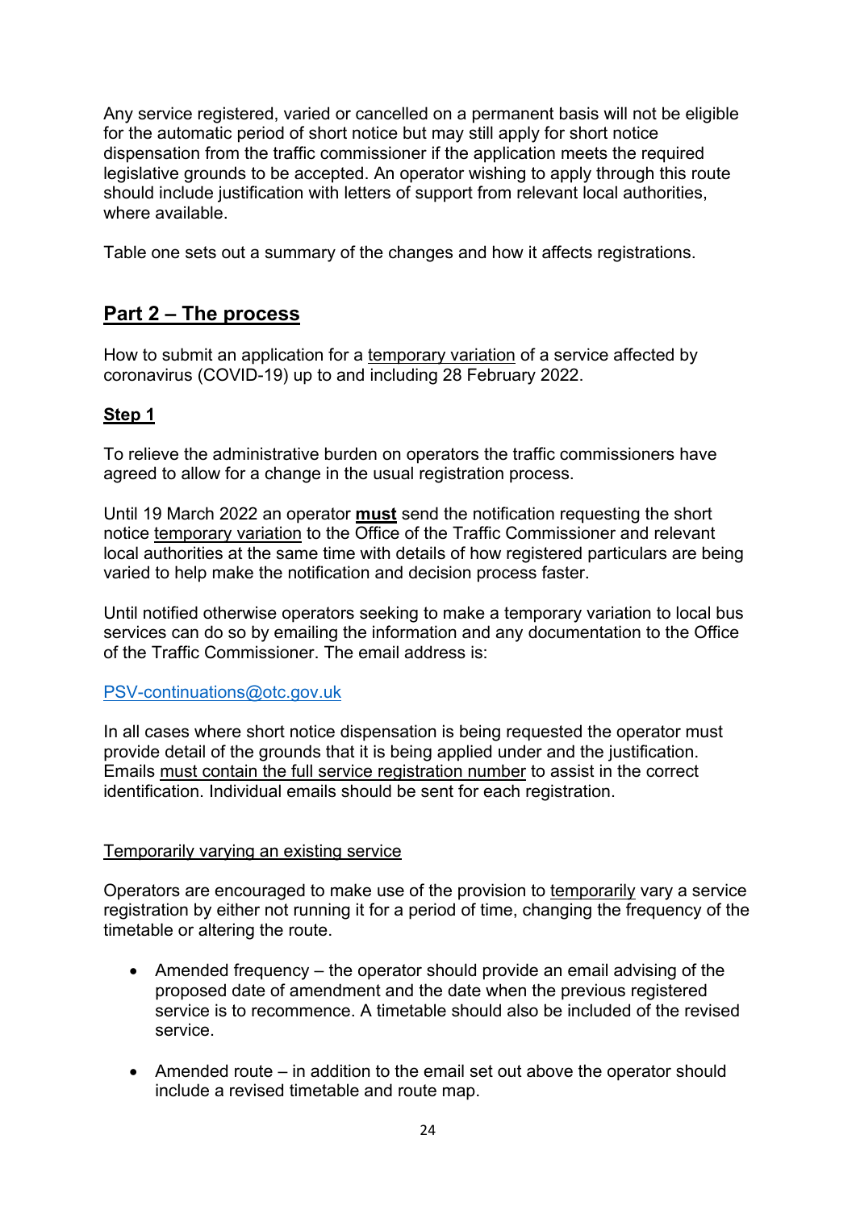Any service registered, varied or cancelled on a permanent basis will not be eligible for the automatic period of short notice but may still apply for short notice dispensation from the traffic commissioner if the application meets the required legislative grounds to be accepted. An operator wishing to apply through this route should include justification with letters of support from relevant local authorities, where available.

Table one sets out a summary of the changes and how it affects registrations.

## Part 2 – The process

How to submit an application for a temporary variation of a service affected by coronavirus (COVID-19) up to and including 28 February 2022.

### Step 1

To relieve the administrative burden on operators the traffic commissioners have agreed to allow for a change in the usual registration process.

Until 19 March 2022 an operator **must** send the notification requesting the short notice temporary variation to the Office of the Traffic Commissioner and relevant local authorities at the same time with details of how registered particulars are being varied to help make the notification and decision process faster.

Until notified otherwise operators seeking to make a temporary variation to local bus services can do so by emailing the information and any documentation to the Office of the Traffic Commissioner. The email address is:

PSV-continuations@otc.gov.uk

In all cases where short notice dispensation is being requested the operator must provide detail of the grounds that it is being applied under and the justification. Emails must contain the full service registration number to assist in the correct identification. Individual emails should be sent for each registration.

Temporarily varying an existing service

Operators are encouraged to make use of the provision to temporarily vary a service registration by either not running it for a period of time, changing the frequency of the timetable or altering the route.

- Amended frequency – the operator should provide an email advising of the proposed date of amendment and the date when the previous registered service is to recommence. A timetable should also be included of the revised service.

- Amended route – in addition to the email set out above the operator should include a revised timetable and route map.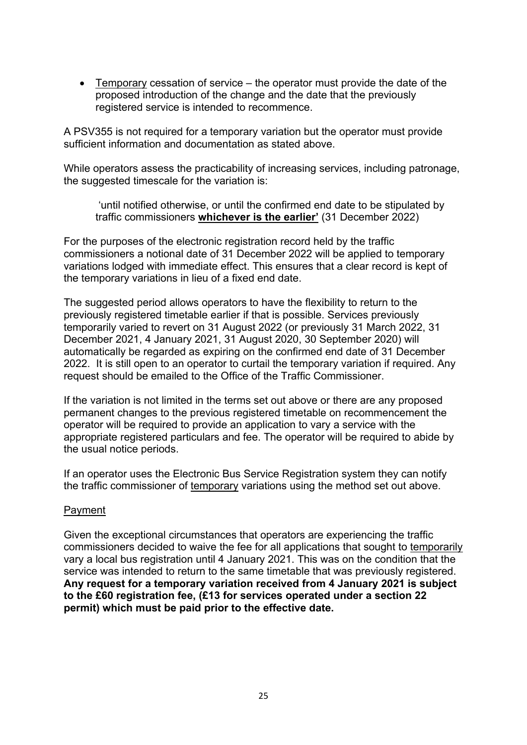- <u>Temporary</u> cessation of service – the operator must provide the date of the proposed introduction of the change and the date that the previously registered service is intended to recommence.

A PSV355 is not required for a temporary variation but the operator must provide sufficient information and documentation as stated above.

While operators assess the practicability of increasing services, including patronage, the suggested timescale for the variation is:

> 'until notified otherwise, or until the confirmed end date to be stipulated by traffic commissioners **<u>whichever is the earlier'</u>** (31 December 2022)

For the purposes of the electronic registration record held by the traffic commissioners a notional date of 31 December 2022 will be applied to temporary variations lodged with immediate effect. This ensures that a clear record is kept of the temporary variations in lieu of a fixed end date.

The suggested period allows operators to have the flexibility to return to the previously registered timetable earlier if that is possible. Services previously temporarily varied to revert on 31 August 2022 (or previously 31 March 2022, 31 December 2021, 4 January 2021, 31 August 2020, 30 September 2020) will automatically be regarded as expiring on the confirmed end date of 31 December 2022. It is still open to an operator to curtail the temporary variation if required. Any request should be emailed to the Office of the Traffic Commissioner.

If the variation is not limited in the terms set out above or there are any proposed permanent changes to the previous registered timetable on recommencement the operator will be required to provide an application to vary a service with the appropriate registered particulars and fee. The operator will be required to abide by the usual notice periods.

If an operator uses the Electronic Bus Service Registration system they can notify the traffic commissioner of <u>temporary</u> variations using the method set out above.

<u>Payment</u>

Given the exceptional circumstances that operators are experiencing the traffic commissioners decided to waive the fee for all applications that sought to <u>temporarily</u> vary a local bus registration until 4 January 2021. This was on the condition that the service was intended to return to the same timetable that was previously registered. **Any request for a temporary variation received from 4 January 2021 is subject to the £60 registration fee, (£13 for services operated under a section 22 permit) which must be paid prior to the effective date.**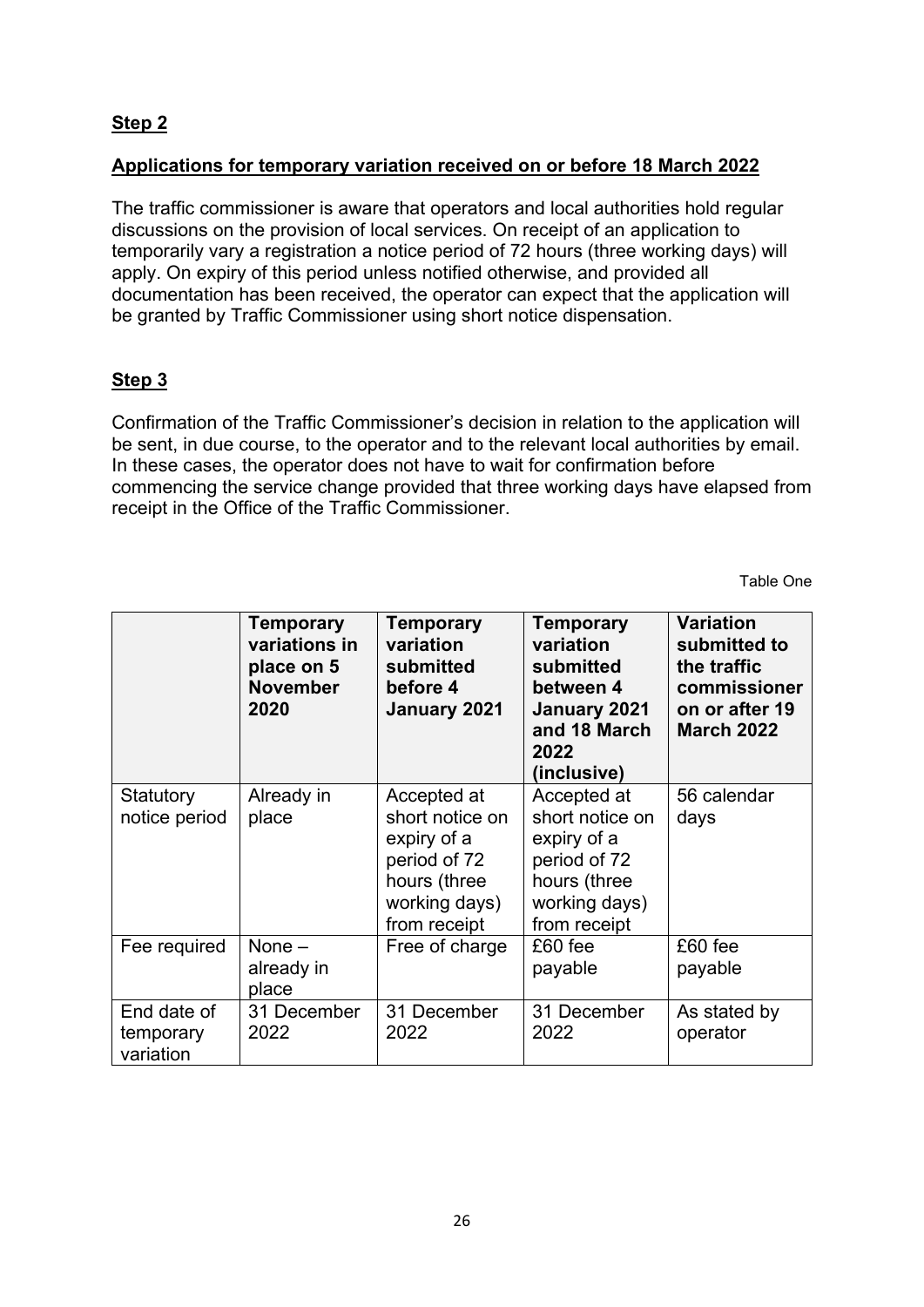**Step 2**

**Applications for temporary variation received on or before 18 March 2022**

The traffic commissioner is aware that operators and local authorities hold regular discussions on the provision of local services. On receipt of an application to temporarily vary a registration a notice period of 72 hours (three working days) will apply. On expiry of this period unless notified otherwise, and provided all documentation has been received, the operator can expect that the application will be granted by Traffic Commissioner using short notice dispensation.

**Step 3**

Confirmation of the Traffic Commissioner's decision in relation to the application will be sent, in due course, to the operator and to the relevant local authorities by email. In these cases, the operator does not have to wait for confirmation before commencing the service change provided that three working days have elapsed from receipt in the Office of the Traffic Commissioner.

Table One

| | **Temporary variations in place on 5 November 2020** | **Temporary variation submitted before 4 January 2021** | **Temporary variation submitted between 4 January 2021 and 18 March 2022 (inclusive)** | **Variation submitted to the traffic commissioner on or after 19 March 2022** |
|---|---|---|---|---|
| Statutory notice period | Already in place | Accepted at short notice on expiry of a period of 72 hours (three working days) from receipt | Accepted at short notice on expiry of a period of 72 hours (three working days) from receipt | 56 calendar days |
| Fee required | None – already in place | Free of charge | £60 fee payable | £60 fee payable |
| End date of temporary variation | 31 December 2022 | 31 December 2022 | 31 December 2022 | As stated by operator |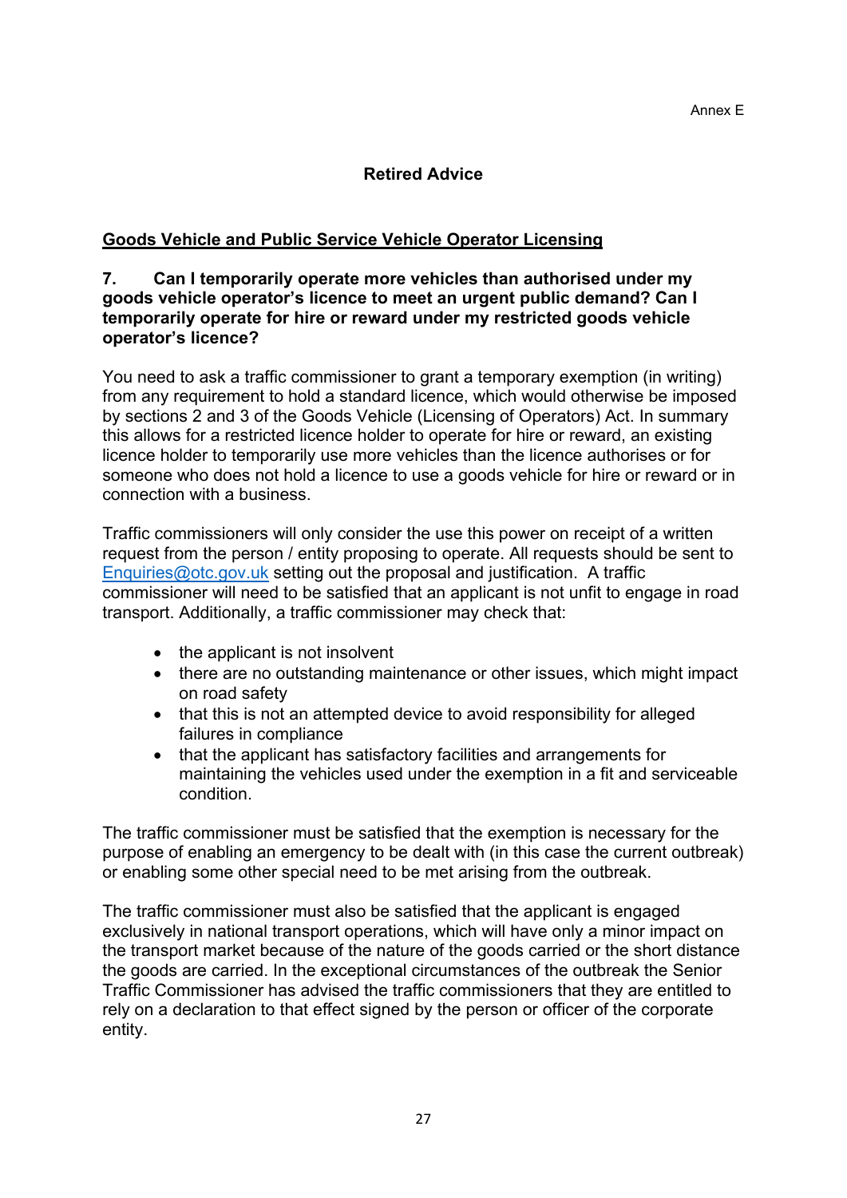Annex E

## Retired Advice

### Goods Vehicle and Public Service Vehicle Operator Licensing

**7. Can I temporarily operate more vehicles than authorised under my goods vehicle operator's licence to meet an urgent public demand? Can I temporarily operate for hire or reward under my restricted goods vehicle operator's licence?**

You need to ask a traffic commissioner to grant a temporary exemption (in writing) from any requirement to hold a standard licence, which would otherwise be imposed by sections 2 and 3 of the Goods Vehicle (Licensing of Operators) Act. In summary this allows for a restricted licence holder to operate for hire or reward, an existing licence holder to temporarily use more vehicles than the licence authorises or for someone who does not hold a licence to use a goods vehicle for hire or reward or in connection with a business.

Traffic commissioners will only consider the use this power on receipt of a written request from the person / entity proposing to operate. All requests should be sent to Enquiries@otc.gov.uk setting out the proposal and justification. A traffic commissioner will need to be satisfied that an applicant is not unfit to engage in road transport. Additionally, a traffic commissioner may check that:

- the applicant is not insolvent
- there are no outstanding maintenance or other issues, which might impact on road safety
- that this is not an attempted device to avoid responsibility for alleged failures in compliance
- that the applicant has satisfactory facilities and arrangements for maintaining the vehicles used under the exemption in a fit and serviceable condition.

The traffic commissioner must be satisfied that the exemption is necessary for the purpose of enabling an emergency to be dealt with (in this case the current outbreak) or enabling some other special need to be met arising from the outbreak.

The traffic commissioner must also be satisfied that the applicant is engaged exclusively in national transport operations, which will have only a minor impact on the transport market because of the nature of the goods carried or the short distance the goods are carried. In the exceptional circumstances of the outbreak the Senior Traffic Commissioner has advised the traffic commissioners that they are entitled to rely on a declaration to that effect signed by the person or officer of the corporate entity.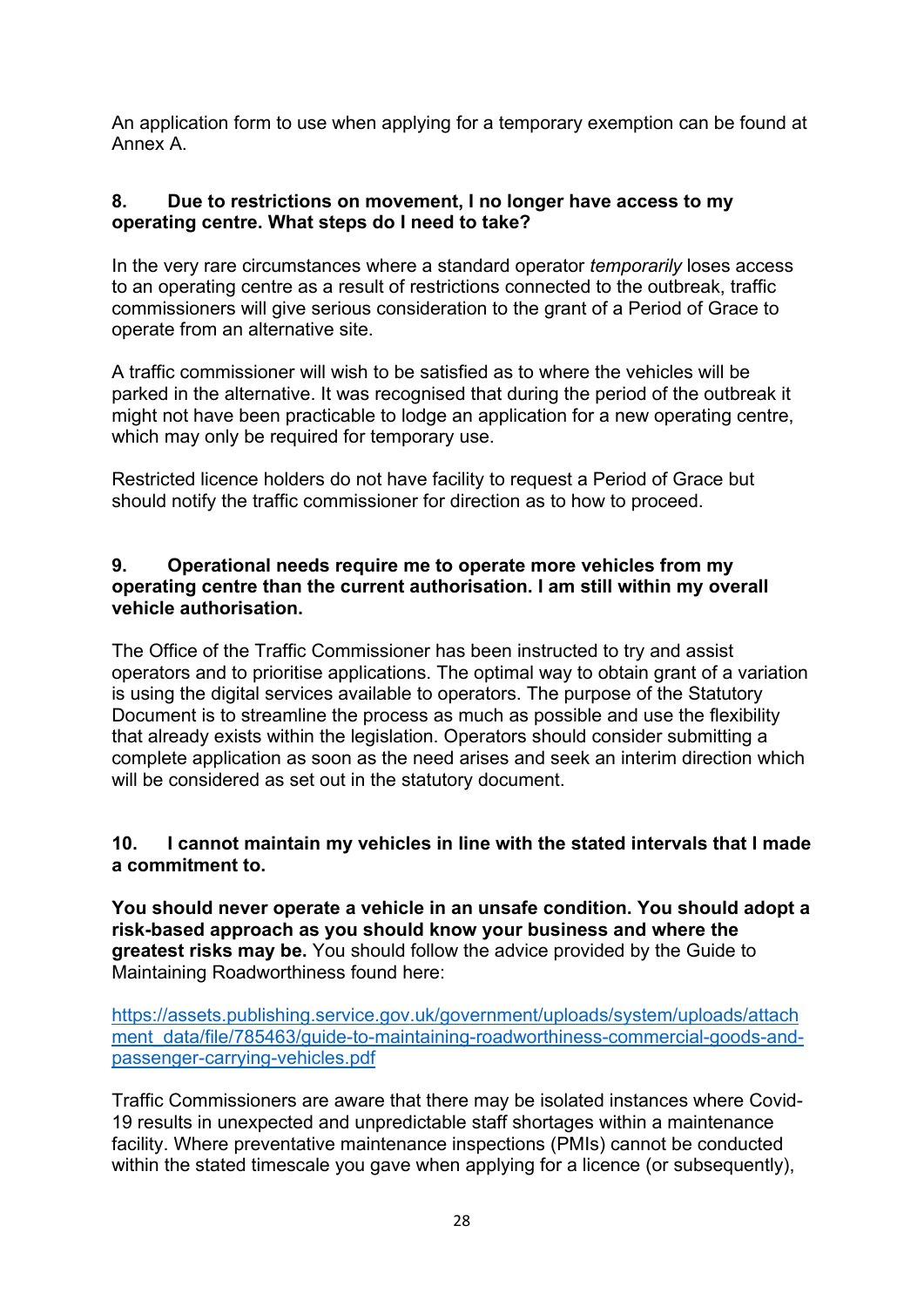An application form to use when applying for a temporary exemption can be found at Annex A.

### 8. Due to restrictions on movement, I no longer have access to my operating centre. What steps do I need to take?

In the very rare circumstances where a standard operator *temporarily* loses access to an operating centre as a result of restrictions connected to the outbreak, traffic commissioners will give serious consideration to the grant of a Period of Grace to operate from an alternative site.

A traffic commissioner will wish to be satisfied as to where the vehicles will be parked in the alternative. It was recognised that during the period of the outbreak it might not have been practicable to lodge an application for a new operating centre, which may only be required for temporary use.

Restricted licence holders do not have facility to request a Period of Grace but should notify the traffic commissioner for direction as to how to proceed.

### 9. Operational needs require me to operate more vehicles from my operating centre than the current authorisation. I am still within my overall vehicle authorisation.

The Office of the Traffic Commissioner has been instructed to try and assist operators and to prioritise applications. The optimal way to obtain grant of a variation is using the digital services available to operators. The purpose of the Statutory Document is to streamline the process as much as possible and use the flexibility that already exists within the legislation. Operators should consider submitting a complete application as soon as the need arises and seek an interim direction which will be considered as set out in the statutory document.

### 10. I cannot maintain my vehicles in line with the stated intervals that I made a commitment to.

**You should never operate a vehicle in an unsafe condition. You should adopt a risk-based approach as you should know your business and where the greatest risks may be.** You should follow the advice provided by the Guide to Maintaining Roadworthiness found here:

[https://assets.publishing.service.gov.uk/government/uploads/system/uploads/attachment_data/file/785463/guide-to-maintaining-roadworthiness-commercial-goods-and-passenger-carrying-vehicles.pdf](https://assets.publishing.service.gov.uk/government/uploads/system/uploads/attachment_data/file/785463/guide-to-maintaining-roadworthiness-commercial-goods-and-passenger-carrying-vehicles.pdf)

Traffic Commissioners are aware that there may be isolated instances where Covid-19 results in unexpected and unpredictable staff shortages within a maintenance facility. Where preventative maintenance inspections (PMIs) cannot be conducted within the stated timescale you gave when applying for a licence (or subsequently),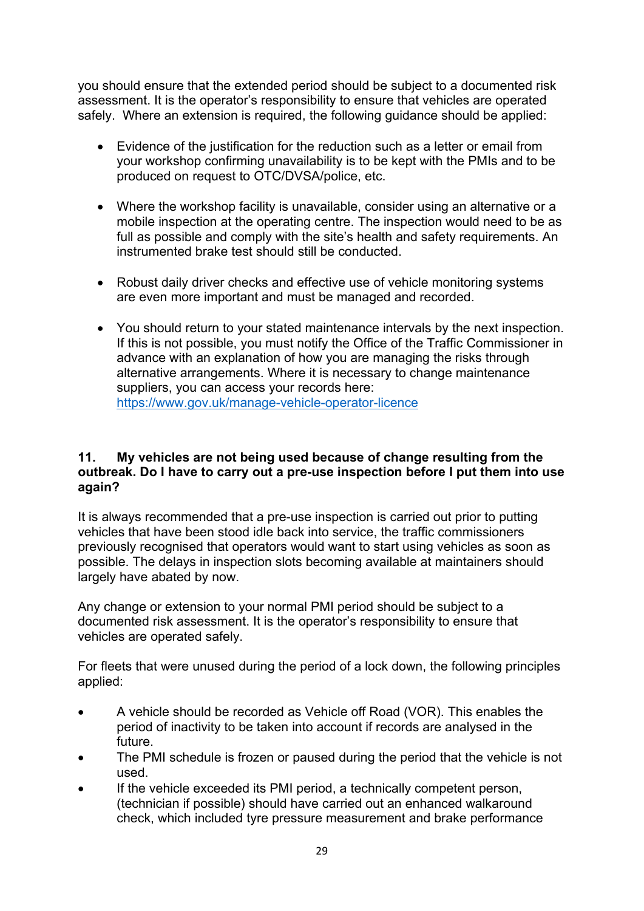you should ensure that the extended period should be subject to a documented risk assessment. It is the operator's responsibility to ensure that vehicles are operated safely. Where an extension is required, the following guidance should be applied:

- Evidence of the justification for the reduction such as a letter or email from your workshop confirming unavailability is to be kept with the PMIs and to be produced on request to OTC/DVSA/police, etc.

- Where the workshop facility is unavailable, consider using an alternative or a mobile inspection at the operating centre. The inspection would need to be as full as possible and comply with the site's health and safety requirements. An instrumented brake test should still be conducted.

- Robust daily driver checks and effective use of vehicle monitoring systems are even more important and must be managed and recorded.

- You should return to your stated maintenance intervals by the next inspection. If this is not possible, you must notify the Office of the Traffic Commissioner in advance with an explanation of how you are managing the risks through alternative arrangements. Where it is necessary to change maintenance suppliers, you can access your records here: [https://www.gov.uk/manage-vehicle-operator-licence](https://www.gov.uk/manage-vehicle-operator-licence)

### 11. My vehicles are not being used because of change resulting from the outbreak. Do I have to carry out a pre-use inspection before I put them into use again?

It is always recommended that a pre-use inspection is carried out prior to putting vehicles that have been stood idle back into service, the traffic commissioners previously recognised that operators would want to start using vehicles as soon as possible. The delays in inspection slots becoming available at maintainers should largely have abated by now.

Any change or extension to your normal PMI period should be subject to a documented risk assessment. It is the operator's responsibility to ensure that vehicles are operated safely.

For fleets that were unused during the period of a lock down, the following principles applied:

- A vehicle should be recorded as Vehicle off Road (VOR). This enables the period of inactivity to be taken into account if records are analysed in the future.
- The PMI schedule is frozen or paused during the period that the vehicle is not used.
- If the vehicle exceeded its PMI period, a technically competent person, (technician if possible) should have carried out an enhanced walkaround check, which included tyre pressure measurement and brake performance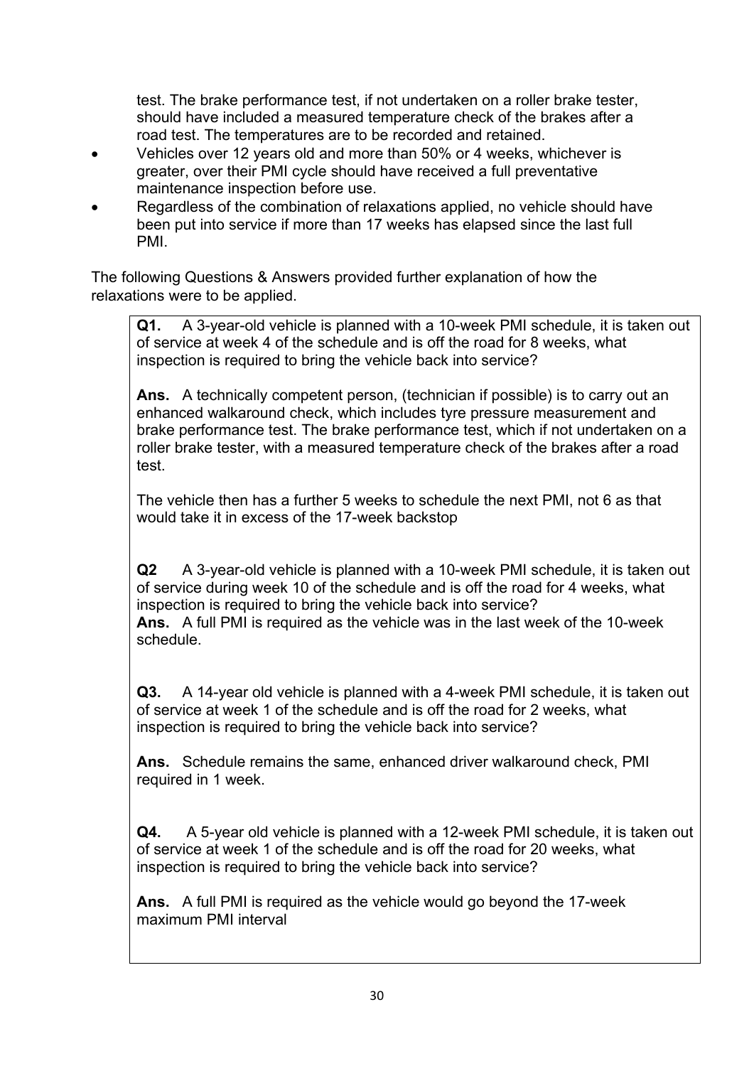test. The brake performance test, if not undertaken on a roller brake tester, should have included a measured temperature check of the brakes after a road test. The temperatures are to be recorded and retained.

- Vehicles over 12 years old and more than 50% or 4 weeks, whichever is greater, over their PMI cycle should have received a full preventative maintenance inspection before use.
- Regardless of the combination of relaxations applied, no vehicle should have been put into service if more than 17 weeks has elapsed since the last full PMI.

The following Questions & Answers provided further explanation of how the relaxations were to be applied.

**Q1.** A 3-year-old vehicle is planned with a 10-week PMI schedule, it is taken out of service at week 4 of the schedule and is off the road for 8 weeks, what inspection is required to bring the vehicle back into service?

**Ans.** A technically competent person, (technician if possible) is to carry out an enhanced walkaround check, which includes tyre pressure measurement and brake performance test. The brake performance test, which if not undertaken on a roller brake tester, with a measured temperature check of the brakes after a road test.

The vehicle then has a further 5 weeks to schedule the next PMI, not 6 as that would take it in excess of the 17-week backstop

**Q2** A 3-year-old vehicle is planned with a 10-week PMI schedule, it is taken out of service during week 10 of the schedule and is off the road for 4 weeks, what inspection is required to bring the vehicle back into service?
**Ans.** A full PMI is required as the vehicle was in the last week of the 10-week schedule.

**Q3.** A 14-year old vehicle is planned with a 4-week PMI schedule, it is taken out of service at week 1 of the schedule and is off the road for 2 weeks, what inspection is required to bring the vehicle back into service?

**Ans.** Schedule remains the same, enhanced driver walkaround check, PMI required in 1 week.

**Q4.** A 5-year old vehicle is planned with a 12-week PMI schedule, it is taken out of service at week 1 of the schedule and is off the road for 20 weeks, what inspection is required to bring the vehicle back into service?

**Ans.** A full PMI is required as the vehicle would go beyond the 17-week maximum PMI interval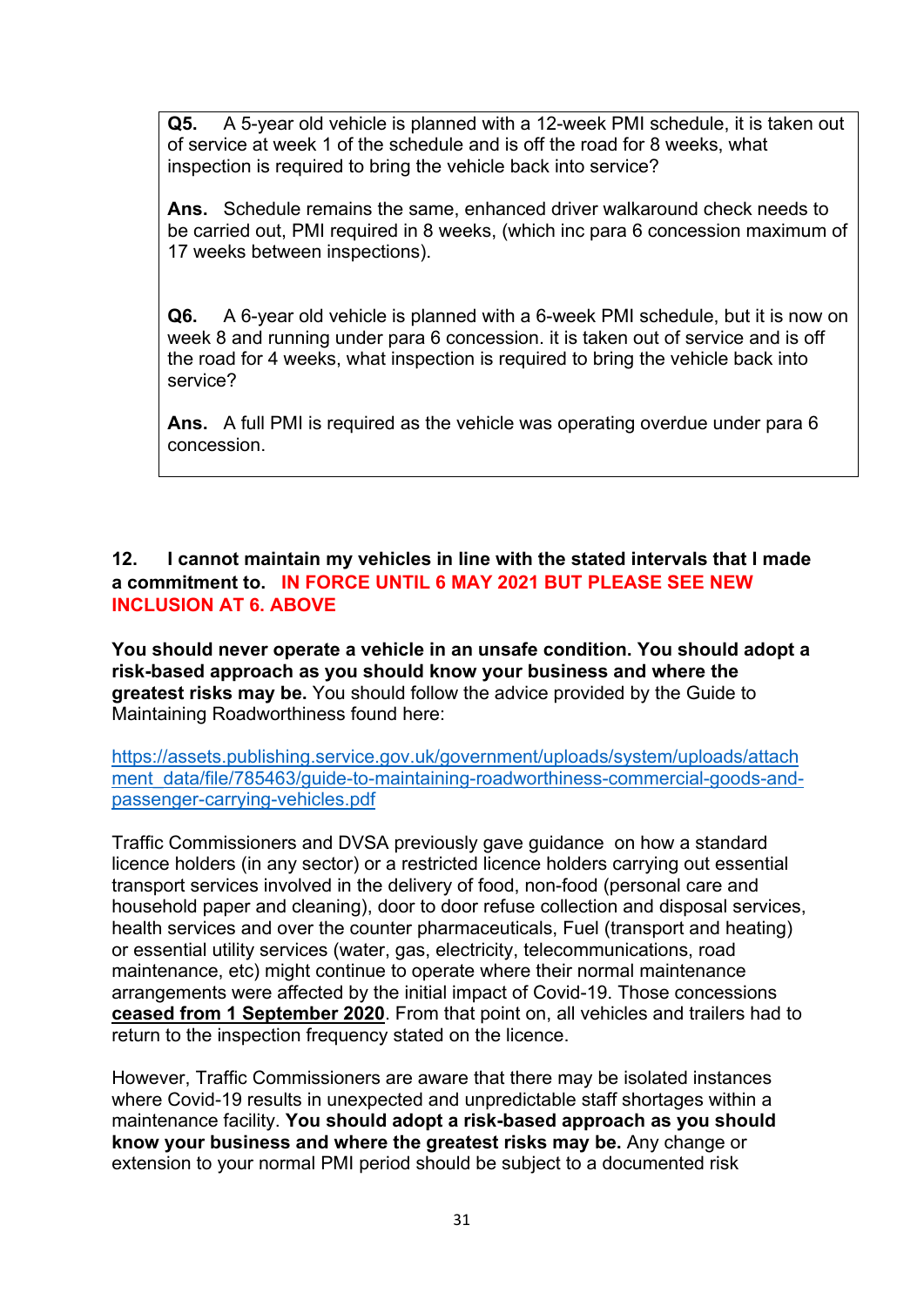**Q5.** A 5-year old vehicle is planned with a 12-week PMI schedule, it is taken out of service at week 1 of the schedule and is off the road for 8 weeks, what inspection is required to bring the vehicle back into service?

**Ans.** Schedule remains the same, enhanced driver walkaround check needs to be carried out, PMI required in 8 weeks, (which inc para 6 concession maximum of 17 weeks between inspections).

**Q6.** A 6-year old vehicle is planned with a 6-week PMI schedule, but it is now on week 8 and running under para 6 concession. it is taken out of service and is off the road for 4 weeks, what inspection is required to bring the vehicle back into service?

**Ans.** A full PMI is required as the vehicle was operating overdue under para 6 concession.

## 12. I cannot maintain my vehicles in line with the stated intervals that I made a commitment to. IN FORCE UNTIL 6 MAY 2021 BUT PLEASE SEE NEW INCLUSION AT 6. ABOVE

**You should never operate a vehicle in an unsafe condition. You should adopt a risk-based approach as you should know your business and where the greatest risks may be.** You should follow the advice provided by the Guide to Maintaining Roadworthiness found here:

https://assets.publishing.service.gov.uk/government/uploads/system/uploads/attachment_data/file/785463/guide-to-maintaining-roadworthiness-commercial-goods-and-passenger-carrying-vehicles.pdf

Traffic Commissioners and DVSA previously gave guidance on how a standard licence holders (in any sector) or a restricted licence holders carrying out essential transport services involved in the delivery of food, non-food (personal care and household paper and cleaning), door to door refuse collection and disposal services, health services and over the counter pharmaceuticals, Fuel (transport and heating) or essential utility services (water, gas, electricity, telecommunications, road maintenance, etc) might continue to operate where their normal maintenance arrangements were affected by the initial impact of Covid-19. Those concessions **ceased from 1 September 2020**. From that point on, all vehicles and trailers had to return to the inspection frequency stated on the licence.

However, Traffic Commissioners are aware that there may be isolated instances where Covid-19 results in unexpected and unpredictable staff shortages within a maintenance facility. **You should adopt a risk-based approach as you should know your business and where the greatest risks may be.** Any change or extension to your normal PMI period should be subject to a documented risk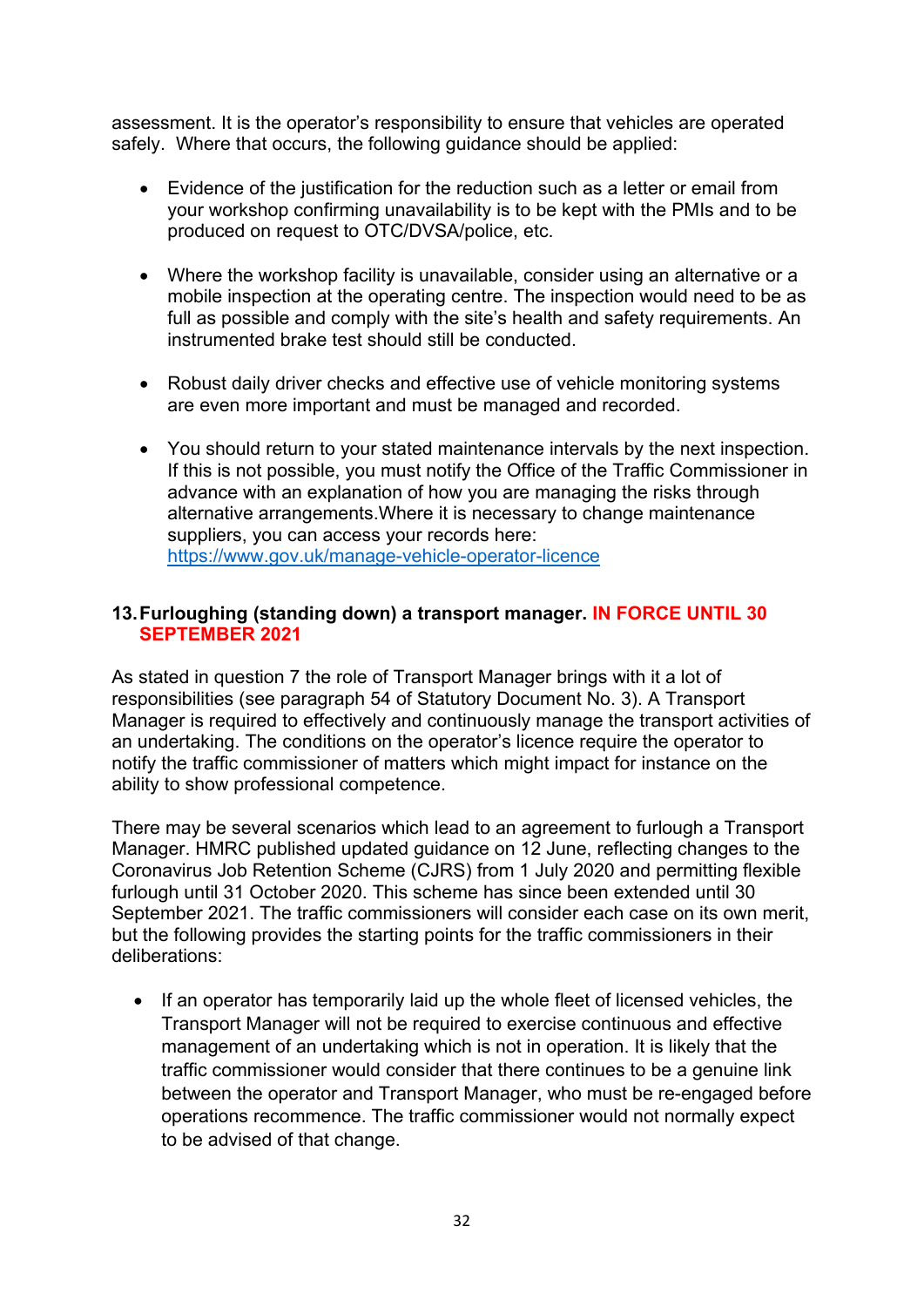assessment. It is the operator's responsibility to ensure that vehicles are operated safely. Where that occurs, the following guidance should be applied:

- Evidence of the justification for the reduction such as a letter or email from your workshop confirming unavailability is to be kept with the PMIs and to be produced on request to OTC/DVSA/police, etc.

- Where the workshop facility is unavailable, consider using an alternative or a mobile inspection at the operating centre. The inspection would need to be as full as possible and comply with the site's health and safety requirements. An instrumented brake test should still be conducted.

- Robust daily driver checks and effective use of vehicle monitoring systems are even more important and must be managed and recorded.

- You should return to your stated maintenance intervals by the next inspection. If this is not possible, you must notify the Office of the Traffic Commissioner in advance with an explanation of how you are managing the risks through alternative arrangements.Where it is necessary to change maintenance suppliers, you can access your records here: https://www.gov.uk/manage-vehicle-operator-licence

### 13. Furloughing (standing down) a transport manager. IN FORCE UNTIL 30 SEPTEMBER 2021

As stated in question 7 the role of Transport Manager brings with it a lot of responsibilities (see paragraph 54 of Statutory Document No. 3). A Transport Manager is required to effectively and continuously manage the transport activities of an undertaking. The conditions on the operator's licence require the operator to notify the traffic commissioner of matters which might impact for instance on the ability to show professional competence.

There may be several scenarios which lead to an agreement to furlough a Transport Manager. HMRC published updated guidance on 12 June, reflecting changes to the Coronavirus Job Retention Scheme (CJRS) from 1 July 2020 and permitting flexible furlough until 31 October 2020. This scheme has since been extended until 30 September 2021. The traffic commissioners will consider each case on its own merit, but the following provides the starting points for the traffic commissioners in their deliberations:

- If an operator has temporarily laid up the whole fleet of licensed vehicles, the Transport Manager will not be required to exercise continuous and effective management of an undertaking which is not in operation. It is likely that the traffic commissioner would consider that there continues to be a genuine link between the operator and Transport Manager, who must be re-engaged before operations recommence. The traffic commissioner would not normally expect to be advised of that change.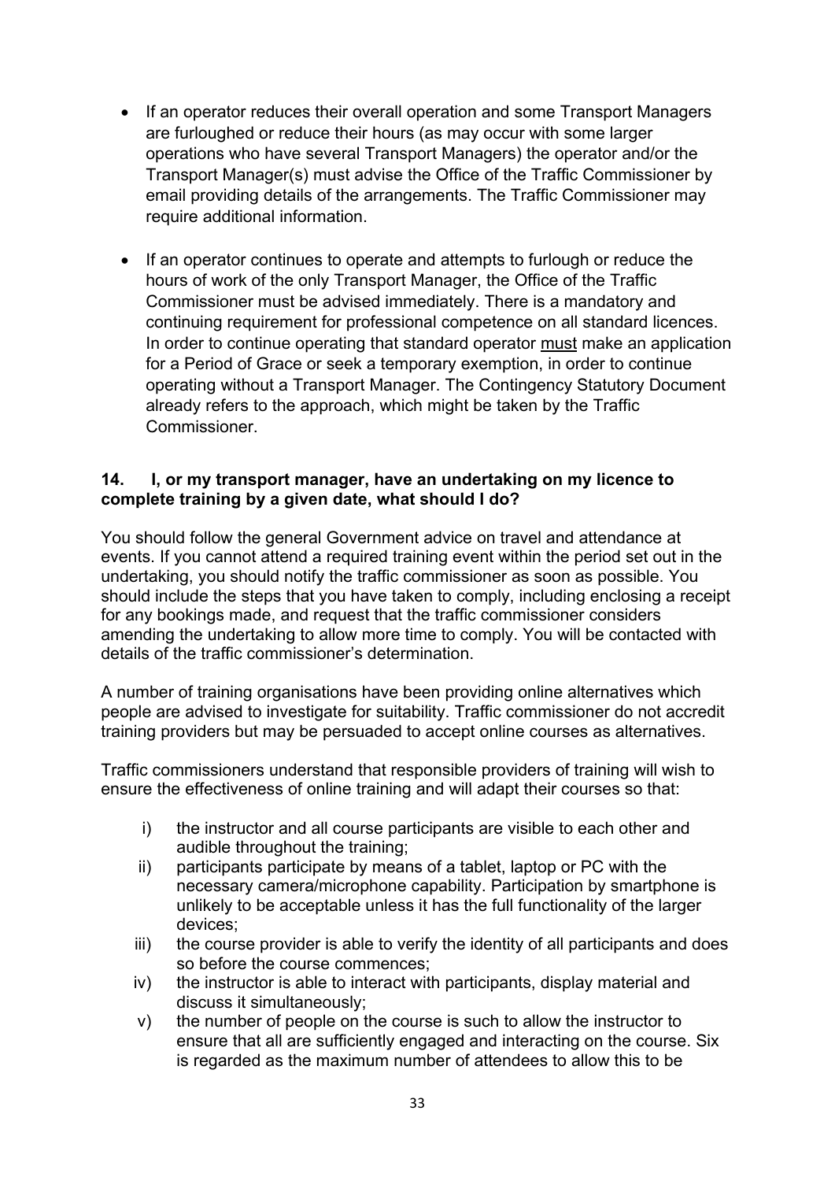- If an operator reduces their overall operation and some Transport Managers are furloughed or reduce their hours (as may occur with some larger operations who have several Transport Managers) the operator and/or the Transport Manager(s) must advise the Office of the Traffic Commissioner by email providing details of the arrangements. The Traffic Commissioner may require additional information.

- If an operator continues to operate and attempts to furlough or reduce the hours of work of the only Transport Manager, the Office of the Traffic Commissioner must be advised immediately. There is a mandatory and continuing requirement for professional competence on all standard licences. In order to continue operating that standard operator <u>must</u> make an application for a Period of Grace or seek a temporary exemption, in order to continue operating without a Transport Manager. The Contingency Statutory Document already refers to the approach, which might be taken by the Traffic Commissioner.

### 14. I, or my transport manager, have an undertaking on my licence to complete training by a given date, what should I do?

You should follow the general Government advice on travel and attendance at events. If you cannot attend a required training event within the period set out in the undertaking, you should notify the traffic commissioner as soon as possible. You should include the steps that you have taken to comply, including enclosing a receipt for any bookings made, and request that the traffic commissioner considers amending the undertaking to allow more time to comply. You will be contacted with details of the traffic commissioner's determination.

A number of training organisations have been providing online alternatives which people are advised to investigate for suitability. Traffic commissioner do not accredit training providers but may be persuaded to accept online courses as alternatives.

Traffic commissioners understand that responsible providers of training will wish to ensure the effectiveness of online training and will adapt their courses so that:

i) the instructor and all course participants are visible to each other and audible throughout the training;
ii) participants participate by means of a tablet, laptop or PC with the necessary camera/microphone capability. Participation by smartphone is unlikely to be acceptable unless it has the full functionality of the larger devices;
iii) the course provider is able to verify the identity of all participants and does so before the course commences;
iv) the instructor is able to interact with participants, display material and discuss it simultaneously;
v) the number of people on the course is such to allow the instructor to ensure that all are sufficiently engaged and interacting on the course. Six is regarded as the maximum number of attendees to allow this to be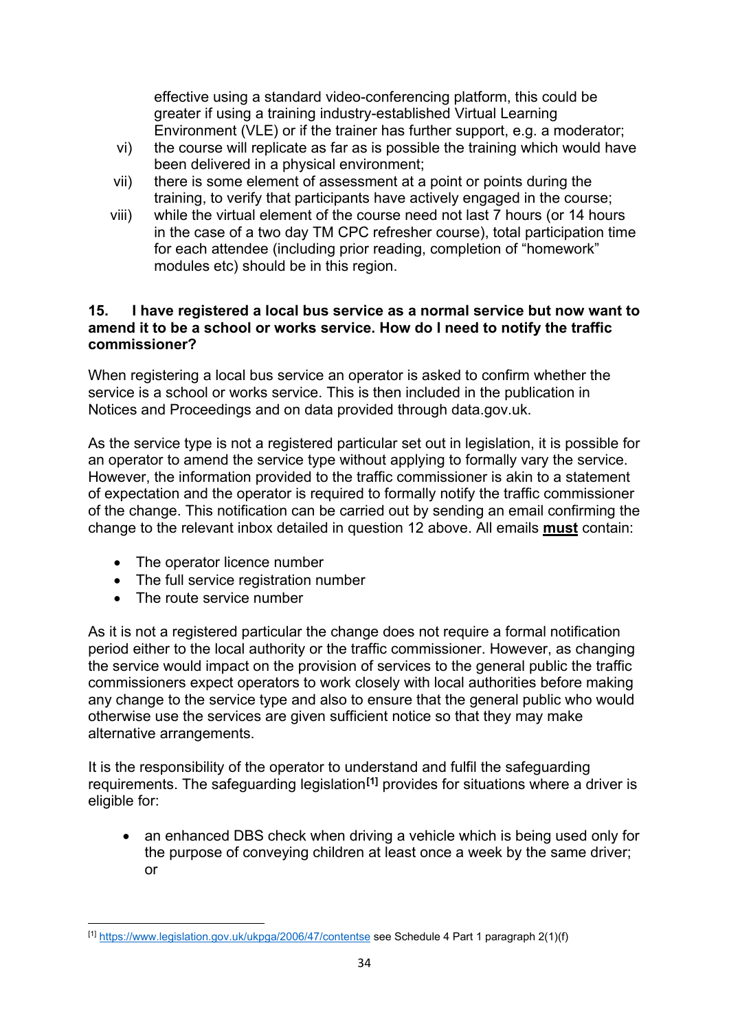effective using a standard video-conferencing platform, this could be greater if using a training industry-established Virtual Learning Environment (VLE) or if the trainer has further support, e.g. a moderator;

vi) the course will replicate as far as is possible the training which would have been delivered in a physical environment;

vii) there is some element of assessment at a point or points during the training, to verify that participants have actively engaged in the course;

viii) while the virtual element of the course need not last 7 hours (or 14 hours in the case of a two day TM CPC refresher course), total participation time for each attendee (including prior reading, completion of "homework" modules etc) should be in this region.

**15. I have registered a local bus service as a normal service but now want to amend it to be a school or works service. How do I need to notify the traffic commissioner?**

When registering a local bus service an operator is asked to confirm whether the service is a school or works service. This is then included in the publication in Notices and Proceedings and on data provided through data.gov.uk.

As the service type is not a registered particular set out in legislation, it is possible for an operator to amend the service type without applying to formally vary the service. However, the information provided to the traffic commissioner is akin to a statement of expectation and the operator is required to formally notify the traffic commissioner of the change. This notification can be carried out by sending an email confirming the change to the relevant inbox detailed in question 12 above. All emails **must** contain:

- The operator licence number
- The full service registration number
- The route service number

As it is not a registered particular the change does not require a formal notification period either to the local authority or the traffic commissioner. However, as changing the service would impact on the provision of services to the general public the traffic commissioners expect operators to work closely with local authorities before making any change to the service type and also to ensure that the general public who would otherwise use the services are given sufficient notice so that they may make alternative arrangements.

It is the responsibility of the operator to understand and fulfil the safeguarding requirements. The safeguarding legislation[1] provides for situations where a driver is eligible for:

- an enhanced DBS check when driving a vehicle which is being used only for the purpose of conveying children at least once a week by the same driver; or

[1] https://www.legislation.gov.uk/ukpga/2006/47/contentse see Schedule 4 Part 1 paragraph 2(1)(f)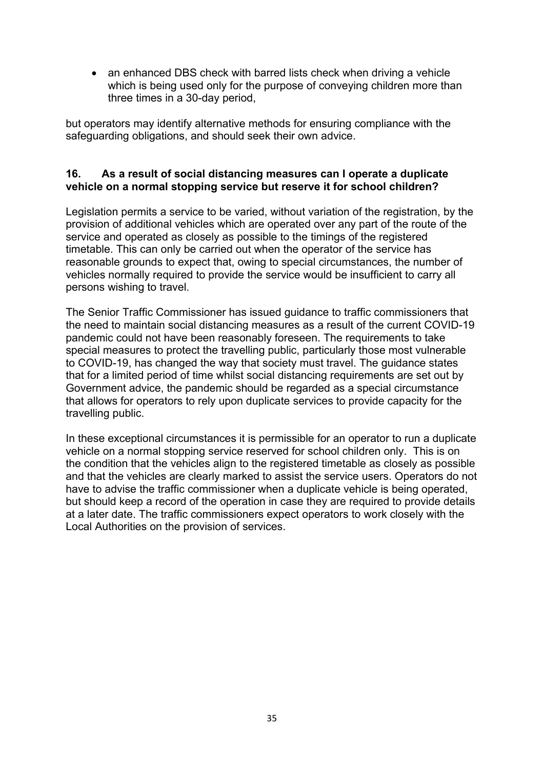- an enhanced DBS check with barred lists check when driving a vehicle which is being used only for the purpose of conveying children more than three times in a 30-day period,

but operators may identify alternative methods for ensuring compliance with the safeguarding obligations, and should seek their own advice.

### 16. As a result of social distancing measures can I operate a duplicate vehicle on a normal stopping service but reserve it for school children?

Legislation permits a service to be varied, without variation of the registration, by the provision of additional vehicles which are operated over any part of the route of the service and operated as closely as possible to the timings of the registered timetable. This can only be carried out when the operator of the service has reasonable grounds to expect that, owing to special circumstances, the number of vehicles normally required to provide the service would be insufficient to carry all persons wishing to travel.

The Senior Traffic Commissioner has issued guidance to traffic commissioners that the need to maintain social distancing measures as a result of the current COVID-19 pandemic could not have been reasonably foreseen. The requirements to take special measures to protect the travelling public, particularly those most vulnerable to COVID-19, has changed the way that society must travel. The guidance states that for a limited period of time whilst social distancing requirements are set out by Government advice, the pandemic should be regarded as a special circumstance that allows for operators to rely upon duplicate services to provide capacity for the travelling public.

In these exceptional circumstances it is permissible for an operator to run a duplicate vehicle on a normal stopping service reserved for school children only. This is on the condition that the vehicles align to the registered timetable as closely as possible and that the vehicles are clearly marked to assist the service users. Operators do not have to advise the traffic commissioner when a duplicate vehicle is being operated, but should keep a record of the operation in case they are required to provide details at a later date. The traffic commissioners expect operators to work closely with the Local Authorities on the provision of services.